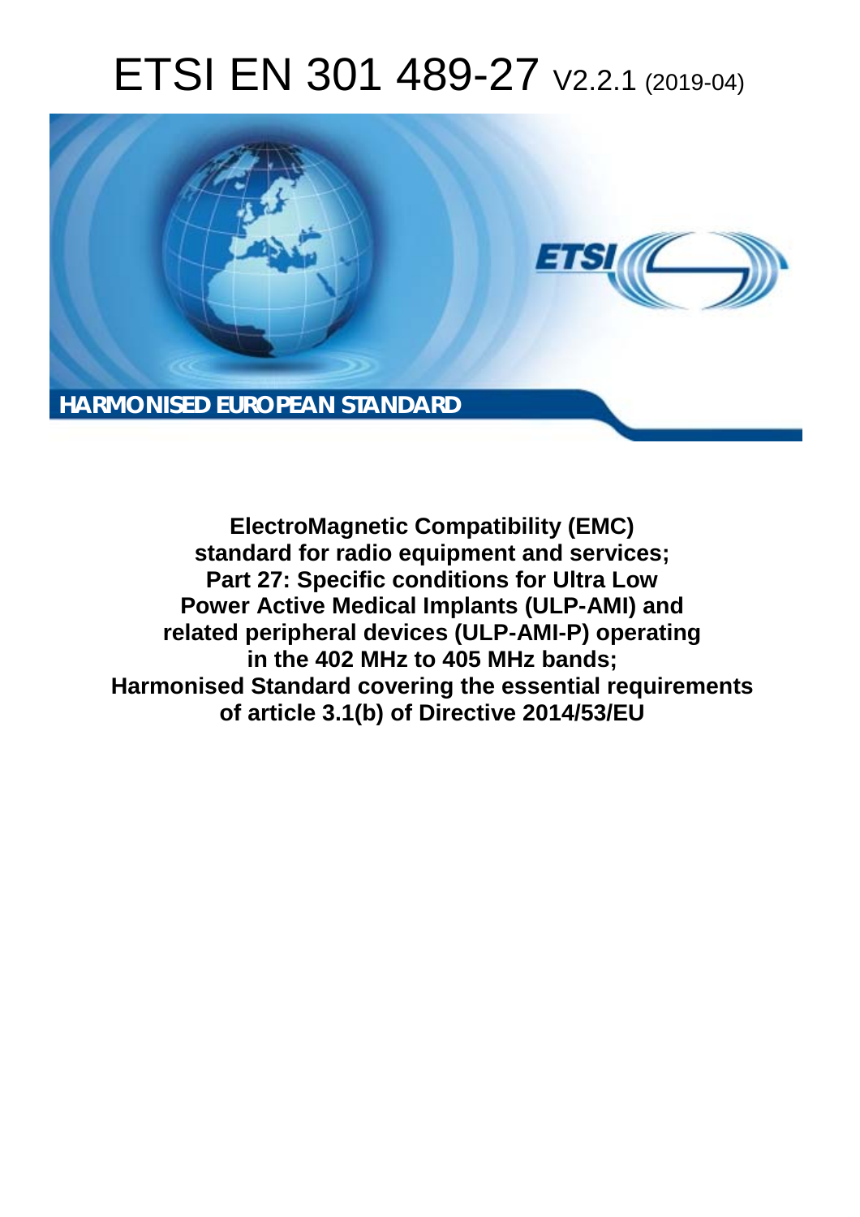# ETSI EN 301 489-27 V2.2.1 (2019-04)

**HARMONISED EUROPEAN STANDARD**

**ElectroMagnetic Compatibility (EMC) standard for radio equipment and services; Part 27: Specific conditions for Ultra Low Power Active Medical Implants (ULP-AMI) and related peripheral devices (ULP-AMI-P) operating in the 402 MHz to 405 MHz bands; Harmonised Standard covering the essential requirements of article 3.1(b) of Directive 2014/53/EU**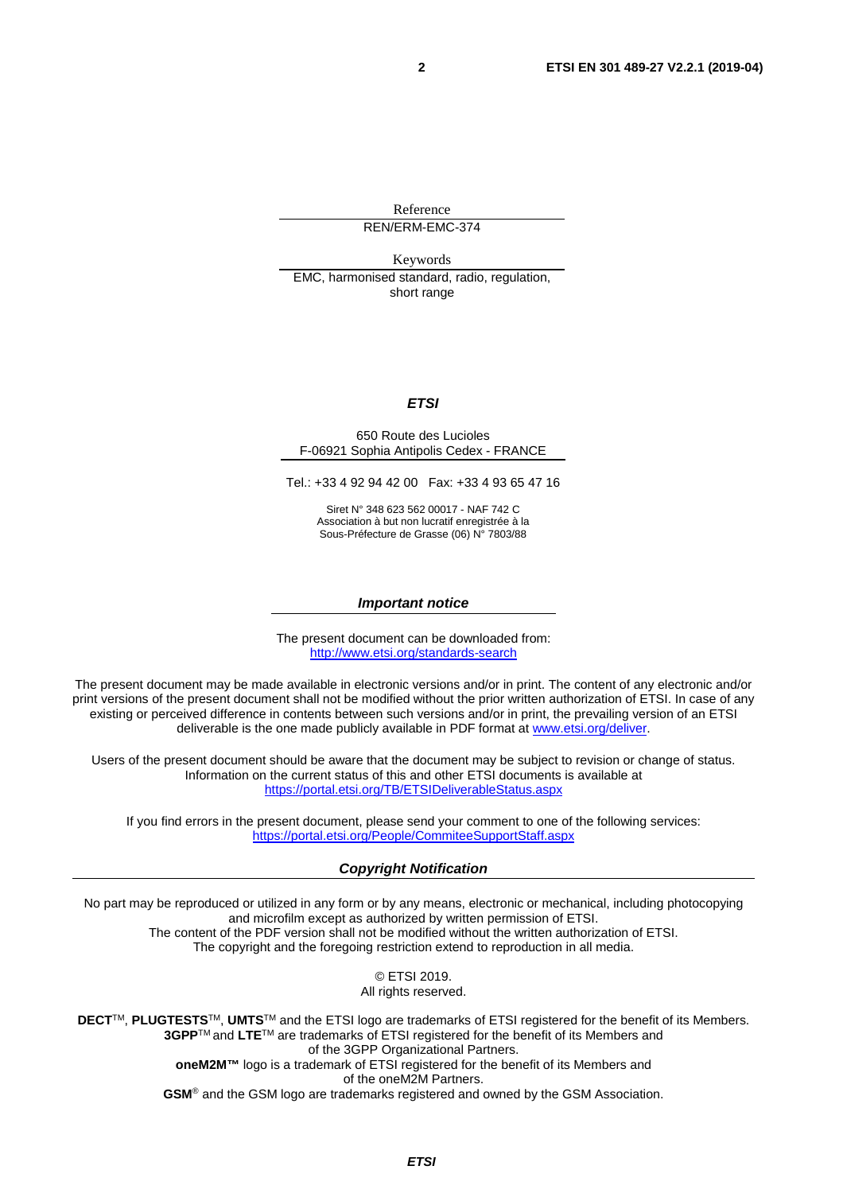Reference

REN/ERM-EMC-374

Keywords

EMC, harmonised standard, radio, regulation, short range

***ETSI***

650 Route des Lucioles
F-06921 Sophia Antipolis Cedex - FRANCE

Tel.: +33 4 92 94 42 00   Fax: +33 4 93 65 47 16

Siret N° 348 623 562 00017 - NAF 742 C
Association à but non lucratif enregistrée à la
Sous-Préfecture de Grasse (06) N° 7803/88

***Important notice***

The present document can be downloaded from:
http://www.etsi.org/standards-search

The present document may be made available in electronic versions and/or in print. The content of any electronic and/or print versions of the present document shall not be modified without the prior written authorization of ETSI. In case of any existing or perceived difference in contents between such versions and/or in print, the prevailing version of an ETSI deliverable is the one made publicly available in PDF format at www.etsi.org/deliver.

Users of the present document should be aware that the document may be subject to revision or change of status. Information on the current status of this and other ETSI documents is available at https://portal.etsi.org/TB/ETSIDeliverableStatus.aspx

If you find errors in the present document, please send your comment to one of the following services:
https://portal.etsi.org/People/CommiteeSupportStaff.aspx

***Copyright Notification***

No part may be reproduced or utilized in any form or by any means, electronic or mechanical, including photocopying and microfilm except as authorized by written permission of ETSI.
The content of the PDF version shall not be modified without the written authorization of ETSI.
The copyright and the foregoing restriction extend to reproduction in all media.

© ETSI 2019.
All rights reserved.

**DECT**™, **PLUGTESTS**™, **UMTS**™ and the ETSI logo are trademarks of ETSI registered for the benefit of its Members.
**3GPP**™ and **LTE**™ are trademarks of ETSI registered for the benefit of its Members and of the 3GPP Organizational Partners.
**oneM2M™** logo is a trademark of ETSI registered for the benefit of its Members and of the oneM2M Partners.
**GSM**® and the GSM logo are trademarks registered and owned by the GSM Association.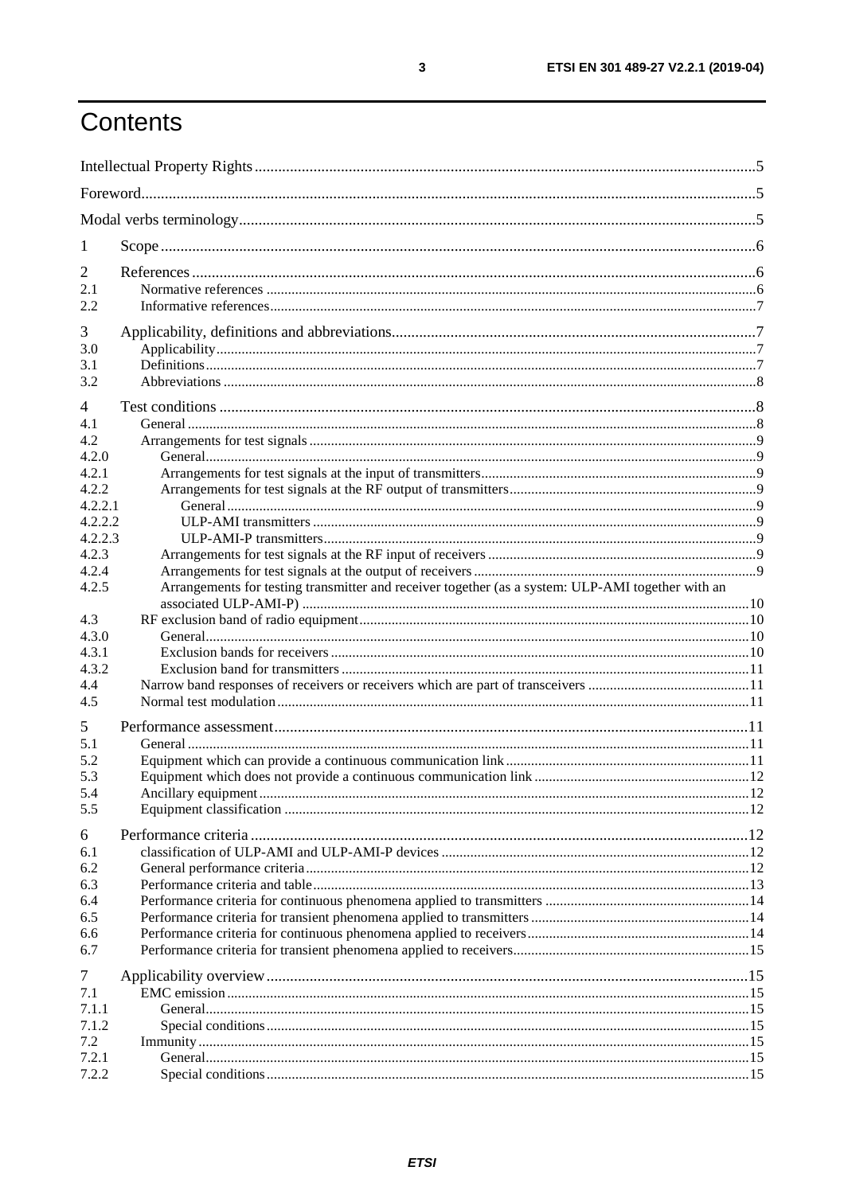# Contents

Intellectual Property Rights ....................................................................................................................................5

Foreword ....................................................................................................................................................................5

Modal verbs terminology ..........................................................................................................................................5

1 Scope ......................................................................................................................................................................6

2 References ..............................................................................................................................................................6

2.1 Normative references .........................................................................................................................................6

2.2 Informative references ........................................................................................................................................7

3 Applicability, definitions and abbreviations ............................................................................................................7

3.0 Applicability .......................................................................................................................................................7

3.1 Definitions ..........................................................................................................................................................7

3.2 Abbreviations .....................................................................................................................................................8

4 Test conditions ........................................................................................................................................................8

4.1 General ...............................................................................................................................................................8

4.2 Arrangements for test signals .............................................................................................................................9

4.2.0 General ............................................................................................................................................................9

4.2.1 Arrangements for test signals at the input of transmitters ...............................................................................9

4.2.2 Arrangements for test signals at the RF output of transmitters ........................................................................9

4.2.2.1 General .........................................................................................................................................................9

4.2.2.2 ULP-AMI transmitters ..................................................................................................................................9

4.2.2.3 ULP-AMI-P transmitters ..............................................................................................................................9

4.2.3 Arrangements for test signals at the RF input of receivers ..............................................................................9

4.2.4 Arrangements for test signals at the output of receivers .................................................................................9

4.2.5 Arrangements for testing transmitter and receiver together (as a system: ULP-AMI together with an associated ULP-AMI-P) ...............................................................................................................................10

4.3 RF exclusion band of radio equipment ..............................................................................................................10

4.3.0 General ..........................................................................................................................................................10

4.3.1 Exclusion bands for receivers .......................................................................................................................10

4.3.2 Exclusion band for transmitters .....................................................................................................................11

4.4 Narrow band responses of receivers or receivers which are part of transceivers ..............................................11

4.5 Normal test modulation .....................................................................................................................................11

5 Performance assessment .......................................................................................................................................11

5.1 General .............................................................................................................................................................11

5.2 Equipment which can provide a continuous communication link ....................................................................11

5.3 Equipment which does not provide a continuous communication link .............................................................12

5.4 Ancillary equipment .........................................................................................................................................12

5.5 Equipment classification ..................................................................................................................................12

6 Performance criteria ..............................................................................................................................................12

6.1 classification of ULP-AMI and ULP-AMI-P devices .......................................................................................12

6.2 General performance criteria ............................................................................................................................12

6.3 Performance criteria and table ..........................................................................................................................13

6.4 Performance criteria for continuous phenomena applied to transmitters ..........................................................14

6.5 Performance criteria for transient phenomena applied to transmitters ..............................................................14

6.6 Performance criteria for continuous phenomena applied to receivers ...............................................................14

6.7 Performance criteria for transient phenomena applied to receivers ..................................................................15

7 Applicability overview ..........................................................................................................................................15

7.1 EMC emission ..................................................................................................................................................15

7.1.1 General ..........................................................................................................................................................15

7.1.2 Special conditions .........................................................................................................................................15

7.2 Immunity ..........................................................................................................................................................15

7.2.1 General ..........................................................................................................................................................15

7.2.2 Special conditions .........................................................................................................................................15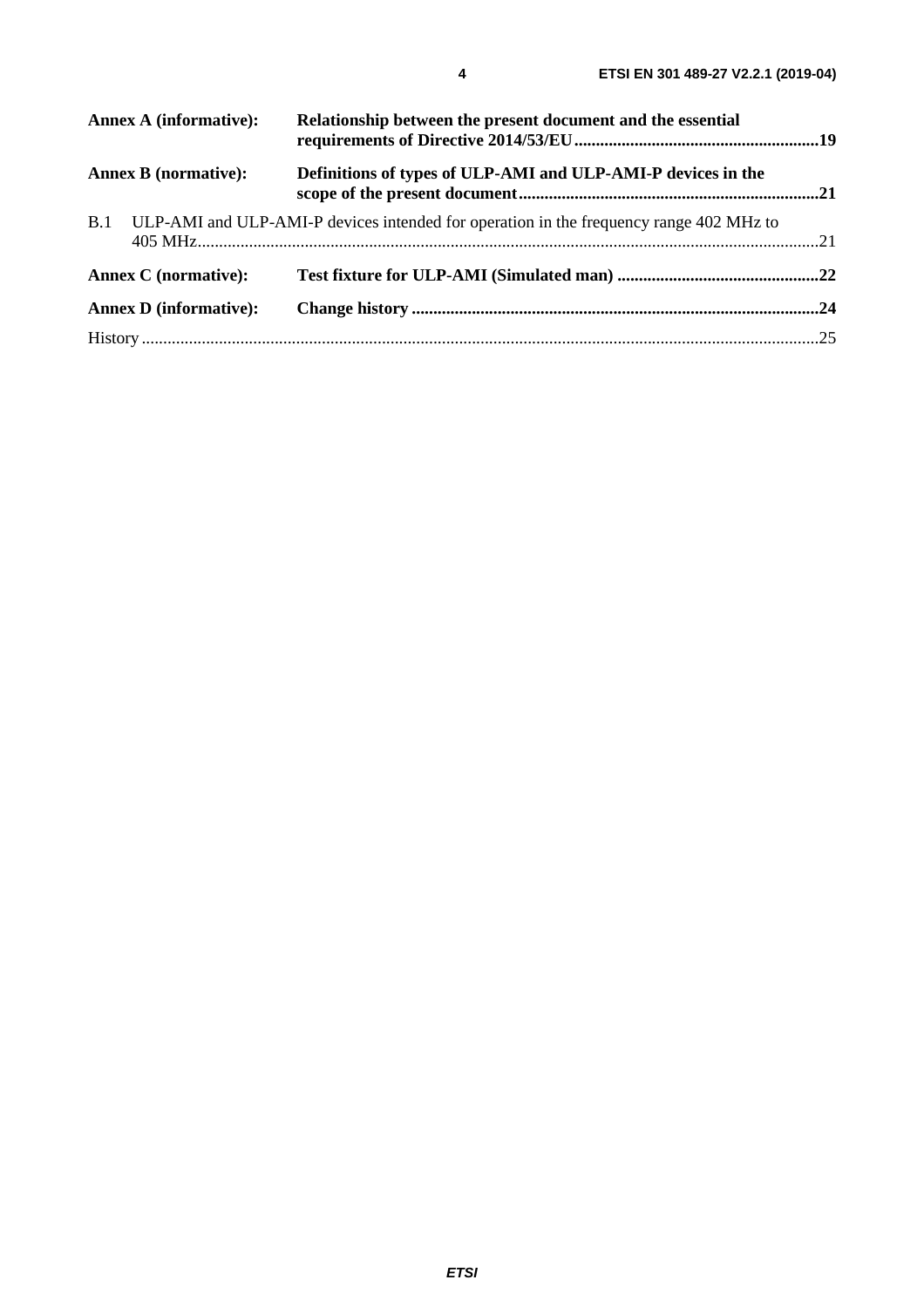**Annex A (informative):** **Relationship between the present document and the essential requirements of Directive 2014/53/EU** .......... **19**

**Annex B (normative):** **Definitions of types of ULP-AMI and ULP-AMI-P devices in the scope of the present document** .......... **21**

B.1 ULP-AMI and ULP-AMI-P devices intended for operation in the frequency range 402 MHz to 405 MHz .......... 21

**Annex C (normative):** **Test fixture for ULP-AMI (Simulated man)** .......... **22**

**Annex D (informative):** **Change history** .......... **24**

History .......... 25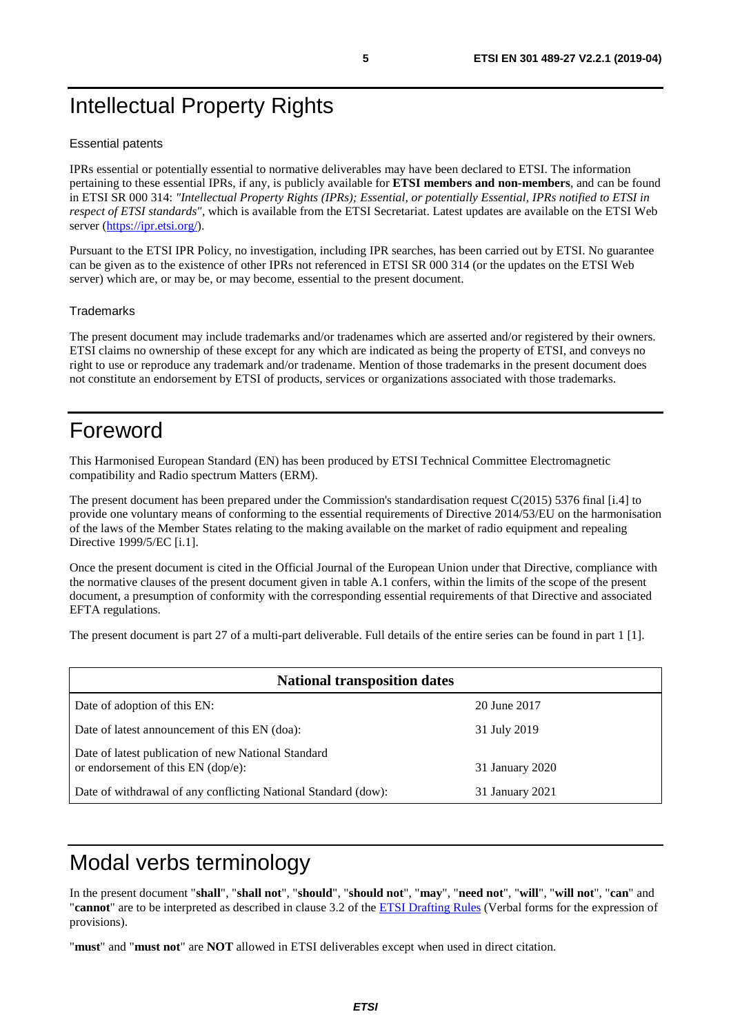# Intellectual Property Rights

## Essential patents

IPRs essential or potentially essential to normative deliverables may have been declared to ETSI. The information pertaining to these essential IPRs, if any, is publicly available for **ETSI members and non-members**, and can be found in ETSI SR 000 314: *"Intellectual Property Rights (IPRs); Essential, or potentially Essential, IPRs notified to ETSI in respect of ETSI standards"*, which is available from the ETSI Secretariat. Latest updates are available on the ETSI Web server (https://ipr.etsi.org/).

Pursuant to the ETSI IPR Policy, no investigation, including IPR searches, has been carried out by ETSI. No guarantee can be given as to the existence of other IPRs not referenced in ETSI SR 000 314 (or the updates on the ETSI Web server) which are, or may be, or may become, essential to the present document.

## Trademarks

The present document may include trademarks and/or tradenames which are asserted and/or registered by their owners. ETSI claims no ownership of these except for any which are indicated as being the property of ETSI, and conveys no right to use or reproduce any trademark and/or tradename. Mention of those trademarks in the present document does not constitute an endorsement by ETSI of products, services or organizations associated with those trademarks.

# Foreword

This Harmonised European Standard (EN) has been produced by ETSI Technical Committee Electromagnetic compatibility and Radio spectrum Matters (ERM).

The present document has been prepared under the Commission's standardisation request C(2015) 5376 final [i.4] to provide one voluntary means of conforming to the essential requirements of Directive 2014/53/EU on the harmonisation of the laws of the Member States relating to the making available on the market of radio equipment and repealing Directive 1999/5/EC [i.1].

Once the present document is cited in the Official Journal of the European Union under that Directive, compliance with the normative clauses of the present document given in table A.1 confers, within the limits of the scope of the present document, a presumption of conformity with the corresponding essential requirements of that Directive and associated EFTA regulations.

The present document is part 27 of a multi-part deliverable. Full details of the entire series can be found in part 1 [1].

| **National transposition dates** | |
|---|---|
| Date of adoption of this EN: | 20 June 2017 |
| Date of latest announcement of this EN (doa): | 31 July 2019 |
| Date of latest publication of new National Standard or endorsement of this EN (dop/e): | 31 January 2020 |
| Date of withdrawal of any conflicting National Standard (dow): | 31 January 2021 |

# Modal verbs terminology

In the present document "**shall**", "**shall not**", "**should**", "**should not**", "**may**", "**need not**", "**will**", "**will not**", "**can**" and "**cannot**" are to be interpreted as described in clause 3.2 of the ETSI Drafting Rules (Verbal forms for the expression of provisions).

"**must**" and "**must not**" are **NOT** allowed in ETSI deliverables except when used in direct citation.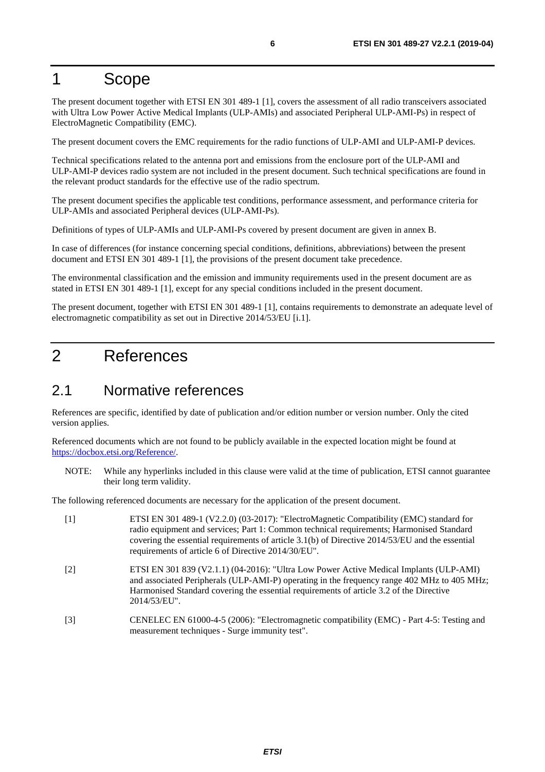# 1 Scope

The present document together with ETSI EN 301 489-1 [1], covers the assessment of all radio transceivers associated with Ultra Low Power Active Medical Implants (ULP-AMIs) and associated Peripheral ULP-AMI-Ps) in respect of ElectroMagnetic Compatibility (EMC).

The present document covers the EMC requirements for the radio functions of ULP-AMI and ULP-AMI-P devices.

Technical specifications related to the antenna port and emissions from the enclosure port of the ULP-AMI and ULP-AMI-P devices radio system are not included in the present document. Such technical specifications are found in the relevant product standards for the effective use of the radio spectrum.

The present document specifies the applicable test conditions, performance assessment, and performance criteria for ULP-AMIs and associated Peripheral devices (ULP-AMI-Ps).

Definitions of types of ULP-AMIs and ULP-AMI-Ps covered by present document are given in annex B.

In case of differences (for instance concerning special conditions, definitions, abbreviations) between the present document and ETSI EN 301 489-1 [1], the provisions of the present document take precedence.

The environmental classification and the emission and immunity requirements used in the present document are as stated in ETSI EN 301 489-1 [1], except for any special conditions included in the present document.

The present document, together with ETSI EN 301 489-1 [1], contains requirements to demonstrate an adequate level of electromagnetic compatibility as set out in Directive 2014/53/EU [i.1].

# 2 References

## 2.1 Normative references

References are specific, identified by date of publication and/or edition number or version number. Only the cited version applies.

Referenced documents which are not found to be publicly available in the expected location might be found at https://docbox.etsi.org/Reference/.

NOTE: While any hyperlinks included in this clause were valid at the time of publication, ETSI cannot guarantee their long term validity.

The following referenced documents are necessary for the application of the present document.

[1] ETSI EN 301 489-1 (V2.2.0) (03-2017): "ElectroMagnetic Compatibility (EMC) standard for radio equipment and services; Part 1: Common technical requirements; Harmonised Standard covering the essential requirements of article 3.1(b) of Directive 2014/53/EU and the essential requirements of article 6 of Directive 2014/30/EU".

[2] ETSI EN 301 839 (V2.1.1) (04-2016): "Ultra Low Power Active Medical Implants (ULP-AMI) and associated Peripherals (ULP-AMI-P) operating in the frequency range 402 MHz to 405 MHz; Harmonised Standard covering the essential requirements of article 3.2 of the Directive 2014/53/EU".

[3] CENELEC EN 61000-4-5 (2006): "Electromagnetic compatibility (EMC) - Part 4-5: Testing and measurement techniques - Surge immunity test".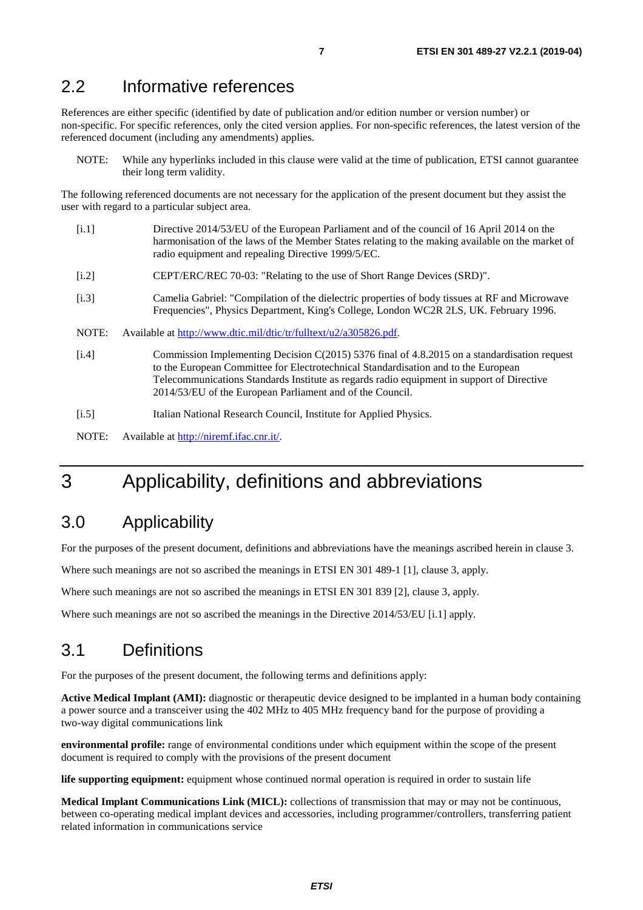## 2.2 Informative references

References are either specific (identified by date of publication and/or edition number or version number) or non-specific. For specific references, only the cited version applies. For non-specific references, the latest version of the referenced document (including any amendments) applies.

NOTE: While any hyperlinks included in this clause were valid at the time of publication, ETSI cannot guarantee their long term validity.

The following referenced documents are not necessary for the application of the present document but they assist the user with regard to a particular subject area.

- [i.1] Directive 2014/53/EU of the European Parliament and of the council of 16 April 2014 on the harmonisation of the laws of the Member States relating to the making available on the market of radio equipment and repealing Directive 1999/5/EC.
- [i.2] CEPT/ERC/REC 70-03: "Relating to the use of Short Range Devices (SRD)".
- [i.3] Camelia Gabriel: "Compilation of the dielectric properties of body tissues at RF and Microwave Frequencies", Physics Department, King's College, London WC2R 2LS, UK. February 1996.

NOTE: Available at http://www.dtic.mil/dtic/tr/fulltext/u2/a305826.pdf.

- [i.4] Commission Implementing Decision C(2015) 5376 final of 4.8.2015 on a standardisation request to the European Committee for Electrotechnical Standardisation and to the European Telecommunications Standards Institute as regards radio equipment in support of Directive 2014/53/EU of the European Parliament and of the Council.
- [i.5] Italian National Research Council, Institute for Applied Physics.

NOTE: Available at http://niremf.ifac.cnr.it/.

# 3 Applicability, definitions and abbreviations

## 3.0 Applicability

For the purposes of the present document, definitions and abbreviations have the meanings ascribed herein in clause 3.

Where such meanings are not so ascribed the meanings in ETSI EN 301 489-1 [1], clause 3, apply.

Where such meanings are not so ascribed the meanings in ETSI EN 301 839 [2], clause 3, apply.

Where such meanings are not so ascribed the meanings in the Directive 2014/53/EU [i.1] apply.

## 3.1 Definitions

For the purposes of the present document, the following terms and definitions apply:

**Active Medical Implant (AMI):** diagnostic or therapeutic device designed to be implanted in a human body containing a power source and a transceiver using the 402 MHz to 405 MHz frequency band for the purpose of providing a two-way digital communications link

**environmental profile:** range of environmental conditions under which equipment within the scope of the present document is required to comply with the provisions of the present document

**life supporting equipment:** equipment whose continued normal operation is required in order to sustain life

**Medical Implant Communications Link (MICL):** collections of transmission that may or may not be continuous, between co-operating medical implant devices and accessories, including programmer/controllers, transferring patient related information in communications service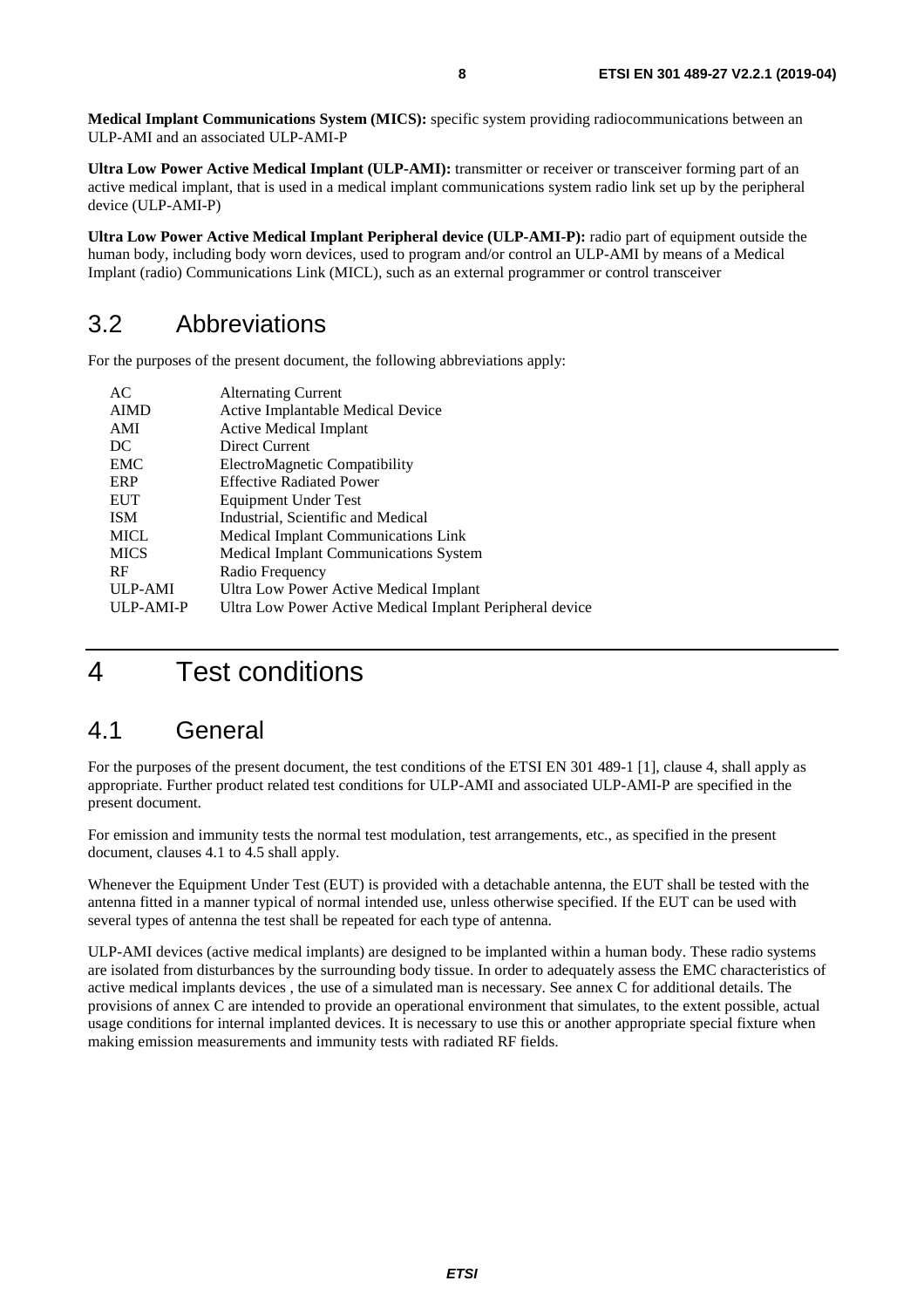**Medical Implant Communications System (MICS):** specific system providing radiocommunications between an ULP-AMI and an associated ULP-AMI-P

**Ultra Low Power Active Medical Implant (ULP-AMI):** transmitter or receiver or transceiver forming part of an active medical implant, that is used in a medical implant communications system radio link set up by the peripheral device (ULP-AMI-P)

**Ultra Low Power Active Medical Implant Peripheral device (ULP-AMI-P):** radio part of equipment outside the human body, including body worn devices, used to program and/or control an ULP-AMI by means of a Medical Implant (radio) Communications Link (MICL), such as an external programmer or control transceiver

## 3.2 Abbreviations

For the purposes of the present document, the following abbreviations apply:

| | |
|---|---|
| AC | Alternating Current |
| AIMD | Active Implantable Medical Device |
| AMI | Active Medical Implant |
| DC | Direct Current |
| EMC | ElectroMagnetic Compatibility |
| ERP | Effective Radiated Power |
| EUT | Equipment Under Test |
| ISM | Industrial, Scientific and Medical |
| MICL | Medical Implant Communications Link |
| MICS | Medical Implant Communications System |
| RF | Radio Frequency |
| ULP-AMI | Ultra Low Power Active Medical Implant |
| ULP-AMI-P | Ultra Low Power Active Medical Implant Peripheral device |

# 4 Test conditions

## 4.1 General

For the purposes of the present document, the test conditions of the ETSI EN 301 489-1 [1], clause 4, shall apply as appropriate. Further product related test conditions for ULP-AMI and associated ULP-AMI-P are specified in the present document.

For emission and immunity tests the normal test modulation, test arrangements, etc., as specified in the present document, clauses 4.1 to 4.5 shall apply.

Whenever the Equipment Under Test (EUT) is provided with a detachable antenna, the EUT shall be tested with the antenna fitted in a manner typical of normal intended use, unless otherwise specified. If the EUT can be used with several types of antenna the test shall be repeated for each type of antenna.

ULP-AMI devices (active medical implants) are designed to be implanted within a human body. These radio systems are isolated from disturbances by the surrounding body tissue. In order to adequately assess the EMC characteristics of active medical implants devices , the use of a simulated man is necessary. See annex C for additional details. The provisions of annex C are intended to provide an operational environment that simulates, to the extent possible, actual usage conditions for internal implanted devices. It is necessary to use this or another appropriate special fixture when making emission measurements and immunity tests with radiated RF fields.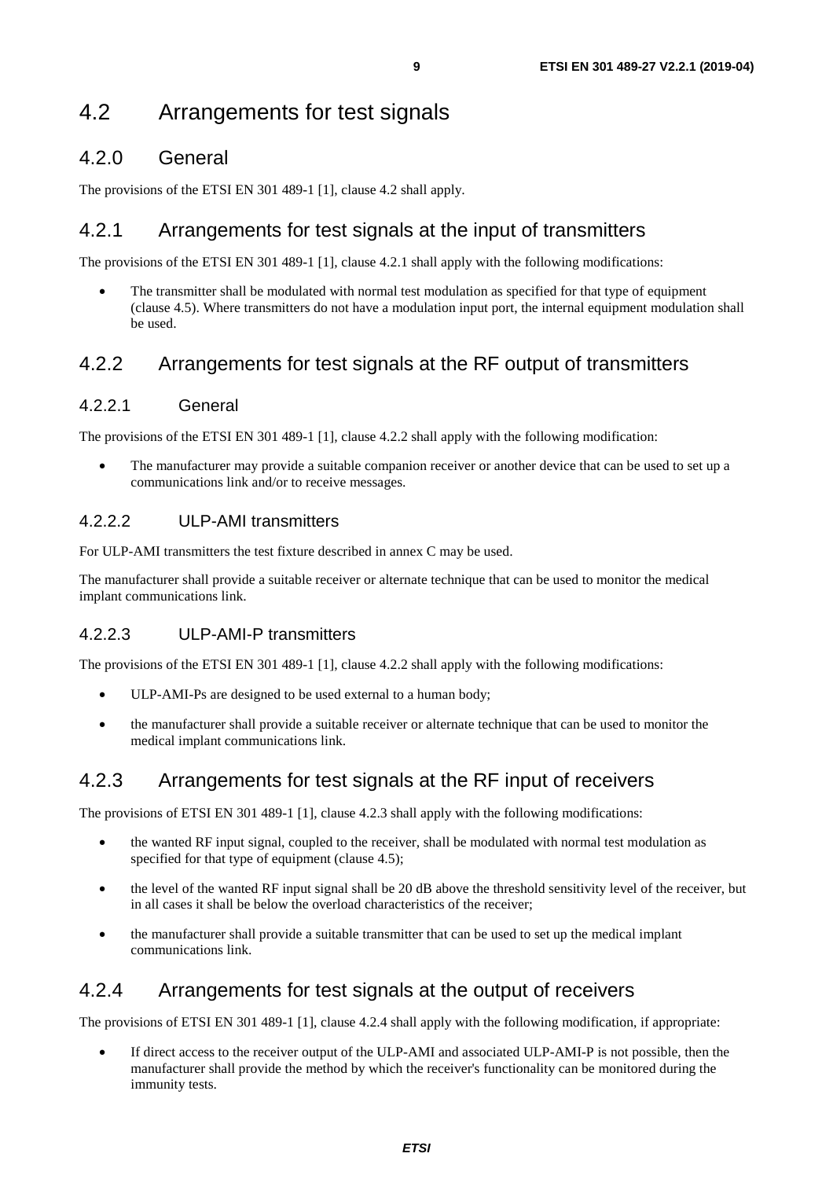## 4.2 Arrangements for test signals

### 4.2.0 General

The provisions of the ETSI EN 301 489-1 [1], clause 4.2 shall apply.

### 4.2.1 Arrangements for test signals at the input of transmitters

The provisions of the ETSI EN 301 489-1 [1], clause 4.2.1 shall apply with the following modifications:

- The transmitter shall be modulated with normal test modulation as specified for that type of equipment (clause 4.5). Where transmitters do not have a modulation input port, the internal equipment modulation shall be used.

### 4.2.2 Arrangements for test signals at the RF output of transmitters

#### 4.2.2.1 General

The provisions of the ETSI EN 301 489-1 [1], clause 4.2.2 shall apply with the following modification:

- The manufacturer may provide a suitable companion receiver or another device that can be used to set up a communications link and/or to receive messages.

#### 4.2.2.2 ULP-AMI transmitters

For ULP-AMI transmitters the test fixture described in annex C may be used.

The manufacturer shall provide a suitable receiver or alternate technique that can be used to monitor the medical implant communications link.

#### 4.2.2.3 ULP-AMI-P transmitters

The provisions of the ETSI EN 301 489-1 [1], clause 4.2.2 shall apply with the following modifications:

- ULP-AMI-Ps are designed to be used external to a human body;
- the manufacturer shall provide a suitable receiver or alternate technique that can be used to monitor the medical implant communications link.

### 4.2.3 Arrangements for test signals at the RF input of receivers

The provisions of ETSI EN 301 489-1 [1], clause 4.2.3 shall apply with the following modifications:

- the wanted RF input signal, coupled to the receiver, shall be modulated with normal test modulation as specified for that type of equipment (clause 4.5);
- the level of the wanted RF input signal shall be 20 dB above the threshold sensitivity level of the receiver, but in all cases it shall be below the overload characteristics of the receiver;
- the manufacturer shall provide a suitable transmitter that can be used to set up the medical implant communications link.

### 4.2.4 Arrangements for test signals at the output of receivers

The provisions of ETSI EN 301 489-1 [1], clause 4.2.4 shall apply with the following modification, if appropriate:

- If direct access to the receiver output of the ULP-AMI and associated ULP-AMI-P is not possible, then the manufacturer shall provide the method by which the receiver's functionality can be monitored during the immunity tests.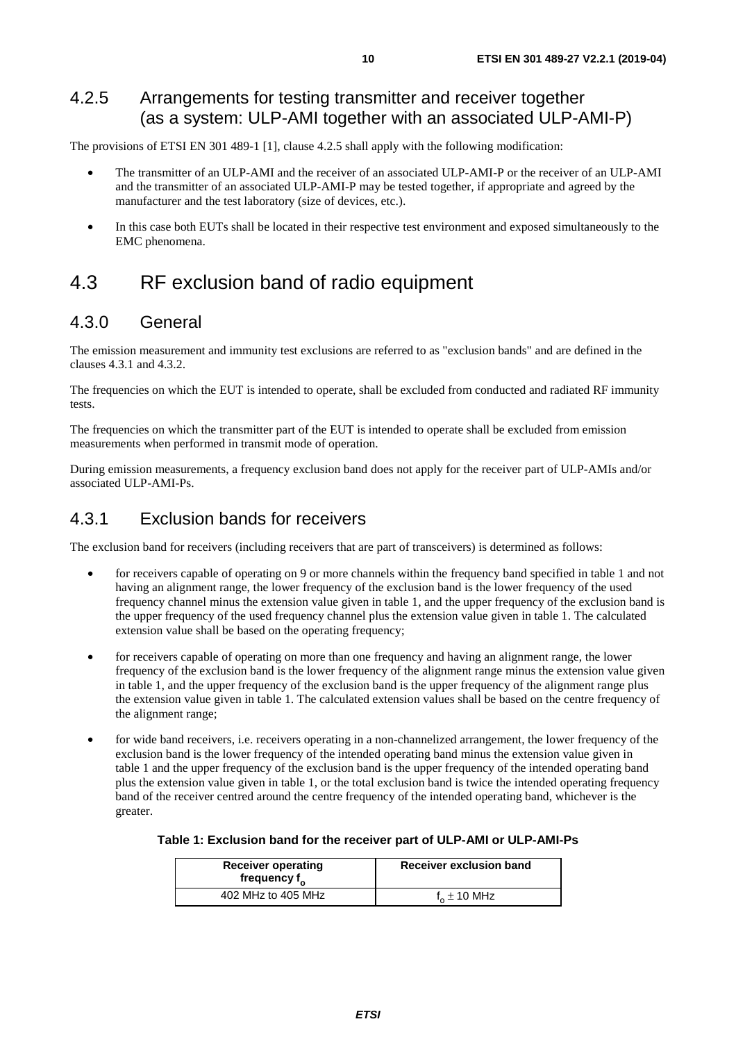### 4.2.5 Arrangements for testing transmitter and receiver together (as a system: ULP-AMI together with an associated ULP-AMI-P)

The provisions of ETSI EN 301 489-1 [1], clause 4.2.5 shall apply with the following modification:

- The transmitter of an ULP-AMI and the receiver of an associated ULP-AMI-P or the receiver of an ULP-AMI and the transmitter of an associated ULP-AMI-P may be tested together, if appropriate and agreed by the manufacturer and the test laboratory (size of devices, etc.).
- In this case both EUTs shall be located in their respective test environment and exposed simultaneously to the EMC phenomena.

## 4.3 RF exclusion band of radio equipment

### 4.3.0 General

The emission measurement and immunity test exclusions are referred to as "exclusion bands" and are defined in the clauses 4.3.1 and 4.3.2.

The frequencies on which the EUT is intended to operate, shall be excluded from conducted and radiated RF immunity tests.

The frequencies on which the transmitter part of the EUT is intended to operate shall be excluded from emission measurements when performed in transmit mode of operation.

During emission measurements, a frequency exclusion band does not apply for the receiver part of ULP-AMIs and/or associated ULP-AMI-Ps.

### 4.3.1 Exclusion bands for receivers

The exclusion band for receivers (including receivers that are part of transceivers) is determined as follows:

- for receivers capable of operating on 9 or more channels within the frequency band specified in table 1 and not having an alignment range, the lower frequency of the exclusion band is the lower frequency of the used frequency channel minus the extension value given in table 1, and the upper frequency of the exclusion band is the upper frequency of the used frequency channel plus the extension value given in table 1. The calculated extension value shall be based on the operating frequency;
- for receivers capable of operating on more than one frequency and having an alignment range, the lower frequency of the exclusion band is the lower frequency of the alignment range minus the extension value given in table 1, and the upper frequency of the exclusion band is the upper frequency of the alignment range plus the extension value given in table 1. The calculated extension values shall be based on the centre frequency of the alignment range;
- for wide band receivers, i.e. receivers operating in a non-channelized arrangement, the lower frequency of the exclusion band is the lower frequency of the intended operating band minus the extension value given in table 1 and the upper frequency of the exclusion band is the upper frequency of the intended operating band plus the extension value given in table 1, or the total exclusion band is twice the intended operating frequency band of the receiver centred around the centre frequency of the intended operating band, whichever is the greater.

**Table 1: Exclusion band for the receiver part of ULP-AMI or ULP-AMI-Ps**

| Receiver operating frequency $f_o$ | Receiver exclusion band |
|---|---|
| 402 MHz to 405 MHz | $f_o \pm 10$ MHz |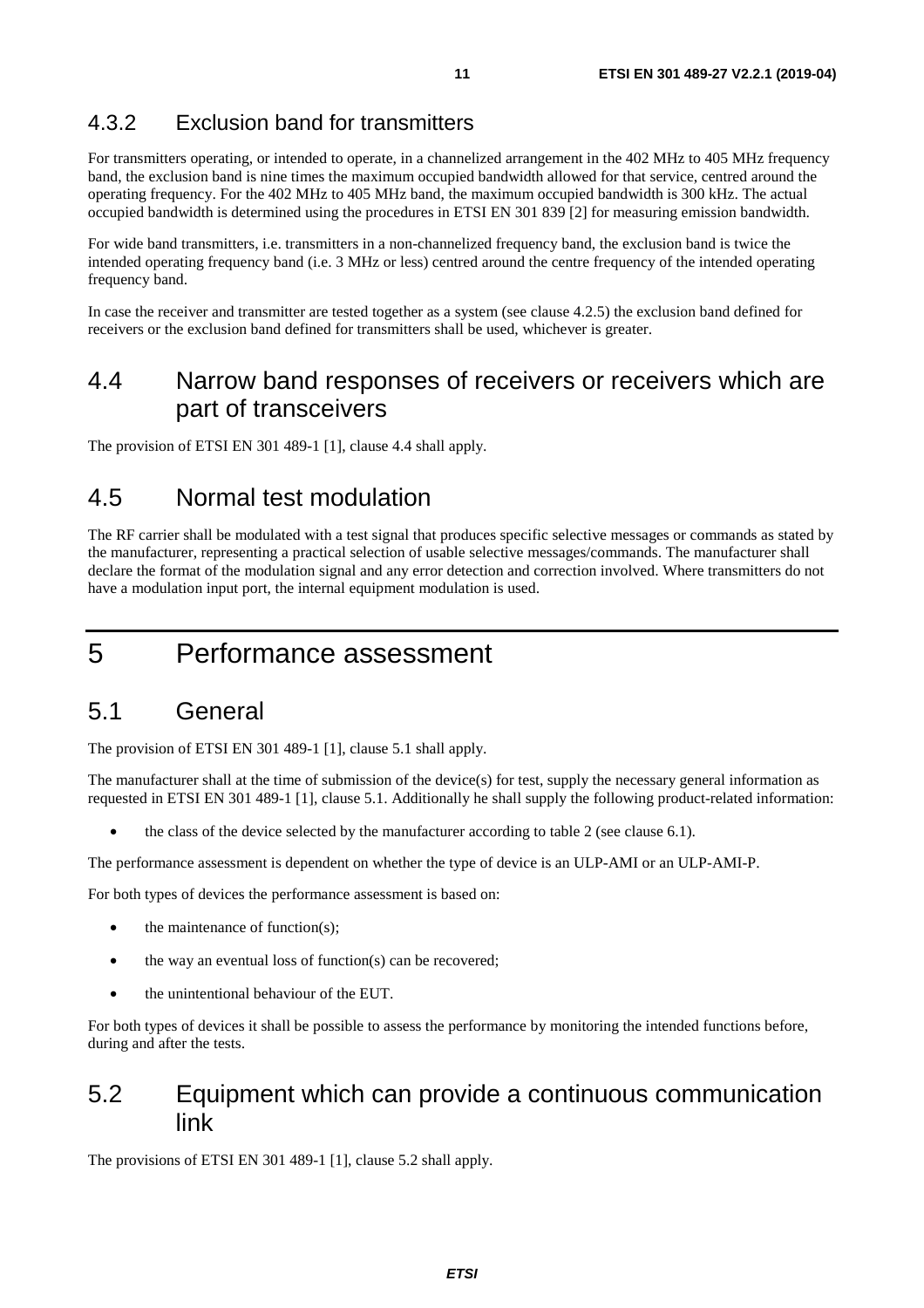### 4.3.2 Exclusion band for transmitters

For transmitters operating, or intended to operate, in a channelized arrangement in the 402 MHz to 405 MHz frequency band, the exclusion band is nine times the maximum occupied bandwidth allowed for that service, centred around the operating frequency. For the 402 MHz to 405 MHz band, the maximum occupied bandwidth is 300 kHz. The actual occupied bandwidth is determined using the procedures in ETSI EN 301 839 [2] for measuring emission bandwidth.

For wide band transmitters, i.e. transmitters in a non-channelized frequency band, the exclusion band is twice the intended operating frequency band (i.e. 3 MHz or less) centred around the centre frequency of the intended operating frequency band.

In case the receiver and transmitter are tested together as a system (see clause 4.2.5) the exclusion band defined for receivers or the exclusion band defined for transmitters shall be used, whichever is greater.

## 4.4 Narrow band responses of receivers or receivers which are part of transceivers

The provision of ETSI EN 301 489-1 [1], clause 4.4 shall apply.

## 4.5 Normal test modulation

The RF carrier shall be modulated with a test signal that produces specific selective messages or commands as stated by the manufacturer, representing a practical selection of usable selective messages/commands. The manufacturer shall declare the format of the modulation signal and any error detection and correction involved. Where transmitters do not have a modulation input port, the internal equipment modulation is used.

# 5 Performance assessment

## 5.1 General

The provision of ETSI EN 301 489-1 [1], clause 5.1 shall apply.

The manufacturer shall at the time of submission of the device(s) for test, supply the necessary general information as requested in ETSI EN 301 489-1 [1], clause 5.1. Additionally he shall supply the following product-related information:

- the class of the device selected by the manufacturer according to table 2 (see clause 6.1).

The performance assessment is dependent on whether the type of device is an ULP-AMI or an ULP-AMI-P.

For both types of devices the performance assessment is based on:

- the maintenance of function(s);
- the way an eventual loss of function(s) can be recovered;
- the unintentional behaviour of the EUT.

For both types of devices it shall be possible to assess the performance by monitoring the intended functions before, during and after the tests.

## 5.2 Equipment which can provide a continuous communication link

The provisions of ETSI EN 301 489-1 [1], clause 5.2 shall apply.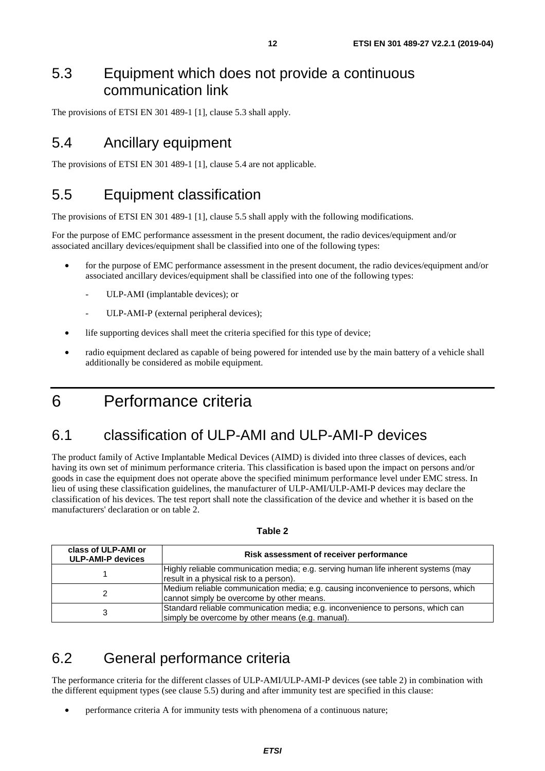## 5.3 Equipment which does not provide a continuous communication link

The provisions of ETSI EN 301 489-1 [1], clause 5.3 shall apply.

## 5.4 Ancillary equipment

The provisions of ETSI EN 301 489-1 [1], clause 5.4 are not applicable.

## 5.5 Equipment classification

The provisions of ETSI EN 301 489-1 [1], clause 5.5 shall apply with the following modifications.

For the purpose of EMC performance assessment in the present document, the radio devices/equipment and/or associated ancillary devices/equipment shall be classified into one of the following types:

- for the purpose of EMC performance assessment in the present document, the radio devices/equipment and/or associated ancillary devices/equipment shall be classified into one of the following types:
  - ULP-AMI (implantable devices); or
  - ULP-AMI-P (external peripheral devices);
- life supporting devices shall meet the criteria specified for this type of device;
- radio equipment declared as capable of being powered for intended use by the main battery of a vehicle shall additionally be considered as mobile equipment.

# 6 Performance criteria

## 6.1 classification of ULP-AMI and ULP-AMI-P devices

The product family of Active Implantable Medical Devices (AIMD) is divided into three classes of devices, each having its own set of minimum performance criteria. This classification is based upon the impact on persons and/or goods in case the equipment does not operate above the specified minimum performance level under EMC stress. In lieu of using these classification guidelines, the manufacturer of ULP-AMI/ULP-AMI-P devices may declare the classification of his devices. The test report shall note the classification of the device and whether it is based on the manufacturers' declaration or on table 2.

**Table 2**

| class of ULP-AMI or ULP-AMI-P devices | Risk assessment of receiver performance |
|---|---|
| 1 | Highly reliable communication media; e.g. serving human life inherent systems (may result in a physical risk to a person). |
| 2 | Medium reliable communication media; e.g. causing inconvenience to persons, which cannot simply be overcome by other means. |
| 3 | Standard reliable communication media; e.g. inconvenience to persons, which can simply be overcome by other means (e.g. manual). |

## 6.2 General performance criteria

The performance criteria for the different classes of ULP-AMI/ULP-AMI-P devices (see table 2) in combination with the different equipment types (see clause 5.5) during and after immunity test are specified in this clause:

- performance criteria A for immunity tests with phenomena of a continuous nature;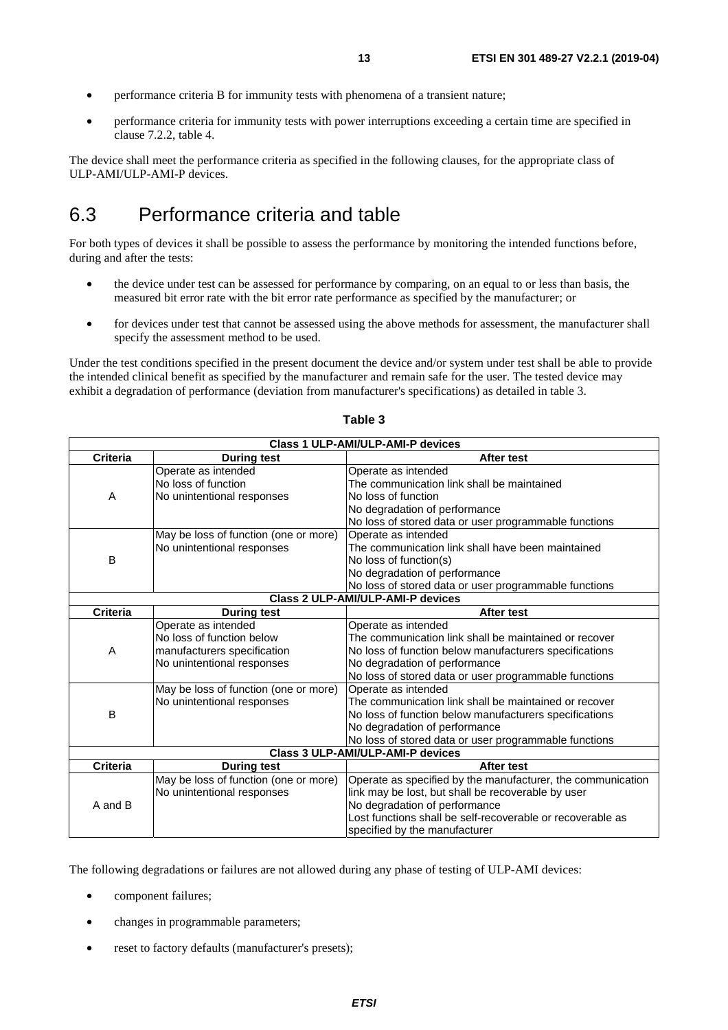- performance criteria B for immunity tests with phenomena of a transient nature;
- performance criteria for immunity tests with power interruptions exceeding a certain time are specified in clause 7.2.2, table 4.

The device shall meet the performance criteria as specified in the following clauses, for the appropriate class of ULP-AMI/ULP-AMI-P devices.

## 6.3 Performance criteria and table

For both types of devices it shall be possible to assess the performance by monitoring the intended functions before, during and after the tests:

- the device under test can be assessed for performance by comparing, on an equal to or less than basis, the measured bit error rate with the bit error rate performance as specified by the manufacturer; or
- for devices under test that cannot be assessed using the above methods for assessment, the manufacturer shall specify the assessment method to be used.

Under the test conditions specified in the present document the device and/or system under test shall be able to provide the intended clinical benefit as specified by the manufacturer and remain safe for the user. The tested device may exhibit a degradation of performance (deviation from manufacturer's specifications) as detailed in table 3.

**Table 3**

| **Class 1 ULP-AMI/ULP-AMI-P devices** | | |
|---|---|---|
| **Criteria** | **During test** | **After test** |
| A | Operate as intended<br>No loss of function<br>No unintentional responses | Operate as intended<br>The communication link shall be maintained<br>No loss of function<br>No degradation of performance<br>No loss of stored data or user programmable functions |
| B | May be loss of function (one or more)<br>No unintentional responses | Operate as intended<br>The communication link shall have been maintained<br>No loss of function(s)<br>No degradation of performance<br>No loss of stored data or user programmable functions |
| **Class 2 ULP-AMI/ULP-AMI-P devices** | | |
| **Criteria** | **During test** | **After test** |
| A | Operate as intended<br>No loss of function below manufacturers specification<br>No unintentional responses | Operate as intended<br>The communication link shall be maintained or recover<br>No loss of function below manufacturers specifications<br>No degradation of performance<br>No loss of stored data or user programmable functions |
| B | May be loss of function (one or more)<br>No unintentional responses | Operate as intended<br>The communication link shall be maintained or recover<br>No loss of function below manufacturers specifications<br>No degradation of performance<br>No loss of stored data or user programmable functions |
| **Class 3 ULP-AMI/ULP-AMI-P devices** | | |
| **Criteria** | **During test** | **After test** |
| A and B | May be loss of function (one or more)<br>No unintentional responses | Operate as specified by the manufacturer, the communication link may be lost, but shall be recoverable by user<br>No degradation of performance<br>Lost functions shall be self-recoverable or recoverable as specified by the manufacturer |

The following degradations or failures are not allowed during any phase of testing of ULP-AMI devices:

- component failures;
- changes in programmable parameters;
- reset to factory defaults (manufacturer's presets);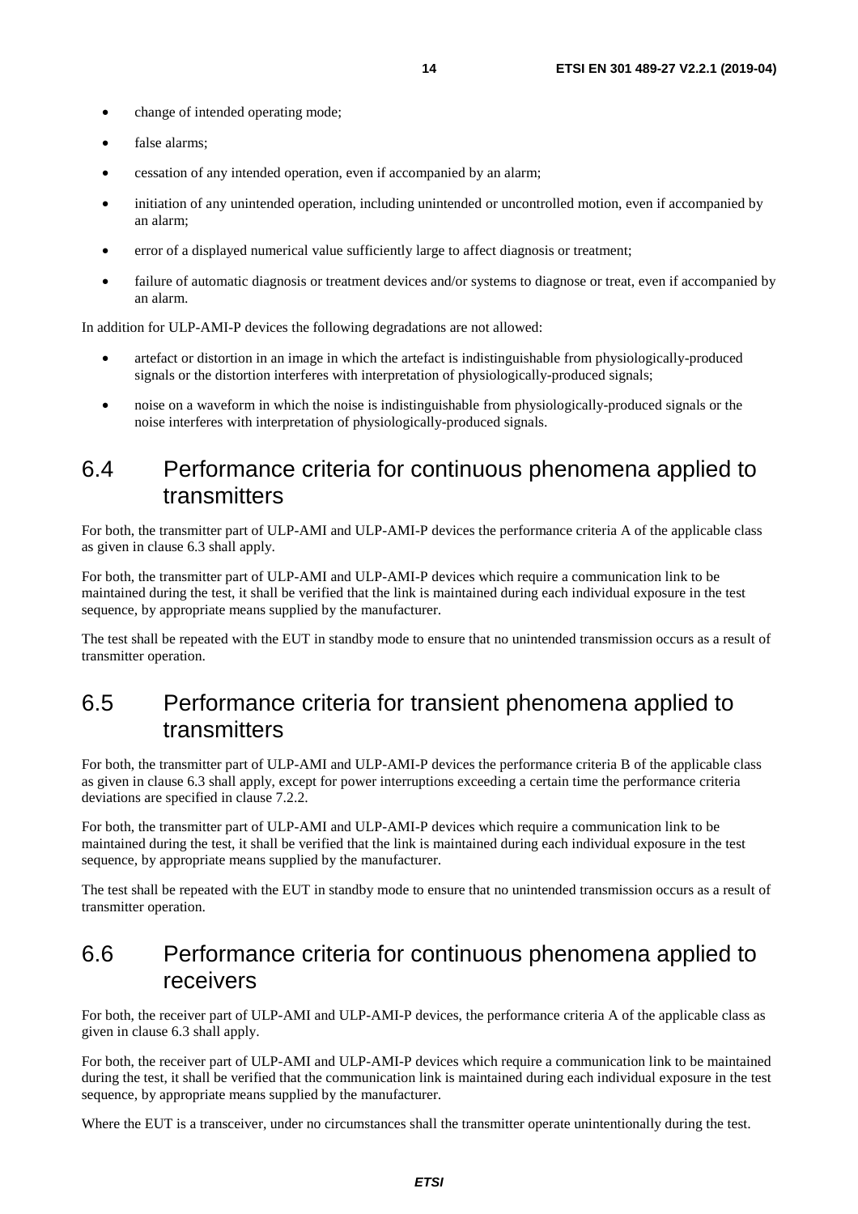- change of intended operating mode;
- false alarms;
- cessation of any intended operation, even if accompanied by an alarm;
- initiation of any unintended operation, including unintended or uncontrolled motion, even if accompanied by an alarm;
- error of a displayed numerical value sufficiently large to affect diagnosis or treatment;
- failure of automatic diagnosis or treatment devices and/or systems to diagnose or treat, even if accompanied by an alarm.

In addition for ULP-AMI-P devices the following degradations are not allowed:

- artefact or distortion in an image in which the artefact is indistinguishable from physiologically-produced signals or the distortion interferes with interpretation of physiologically-produced signals;
- noise on a waveform in which the noise is indistinguishable from physiologically-produced signals or the noise interferes with interpretation of physiologically-produced signals.

## 6.4 Performance criteria for continuous phenomena applied to transmitters

For both, the transmitter part of ULP-AMI and ULP-AMI-P devices the performance criteria A of the applicable class as given in clause 6.3 shall apply.

For both, the transmitter part of ULP-AMI and ULP-AMI-P devices which require a communication link to be maintained during the test, it shall be verified that the link is maintained during each individual exposure in the test sequence, by appropriate means supplied by the manufacturer.

The test shall be repeated with the EUT in standby mode to ensure that no unintended transmission occurs as a result of transmitter operation.

## 6.5 Performance criteria for transient phenomena applied to transmitters

For both, the transmitter part of ULP-AMI and ULP-AMI-P devices the performance criteria B of the applicable class as given in clause 6.3 shall apply, except for power interruptions exceeding a certain time the performance criteria deviations are specified in clause 7.2.2.

For both, the transmitter part of ULP-AMI and ULP-AMI-P devices which require a communication link to be maintained during the test, it shall be verified that the link is maintained during each individual exposure in the test sequence, by appropriate means supplied by the manufacturer.

The test shall be repeated with the EUT in standby mode to ensure that no unintended transmission occurs as a result of transmitter operation.

## 6.6 Performance criteria for continuous phenomena applied to receivers

For both, the receiver part of ULP-AMI and ULP-AMI-P devices, the performance criteria A of the applicable class as given in clause 6.3 shall apply.

For both, the receiver part of ULP-AMI and ULP-AMI-P devices which require a communication link to be maintained during the test, it shall be verified that the communication link is maintained during each individual exposure in the test sequence, by appropriate means supplied by the manufacturer.

Where the EUT is a transceiver, under no circumstances shall the transmitter operate unintentionally during the test.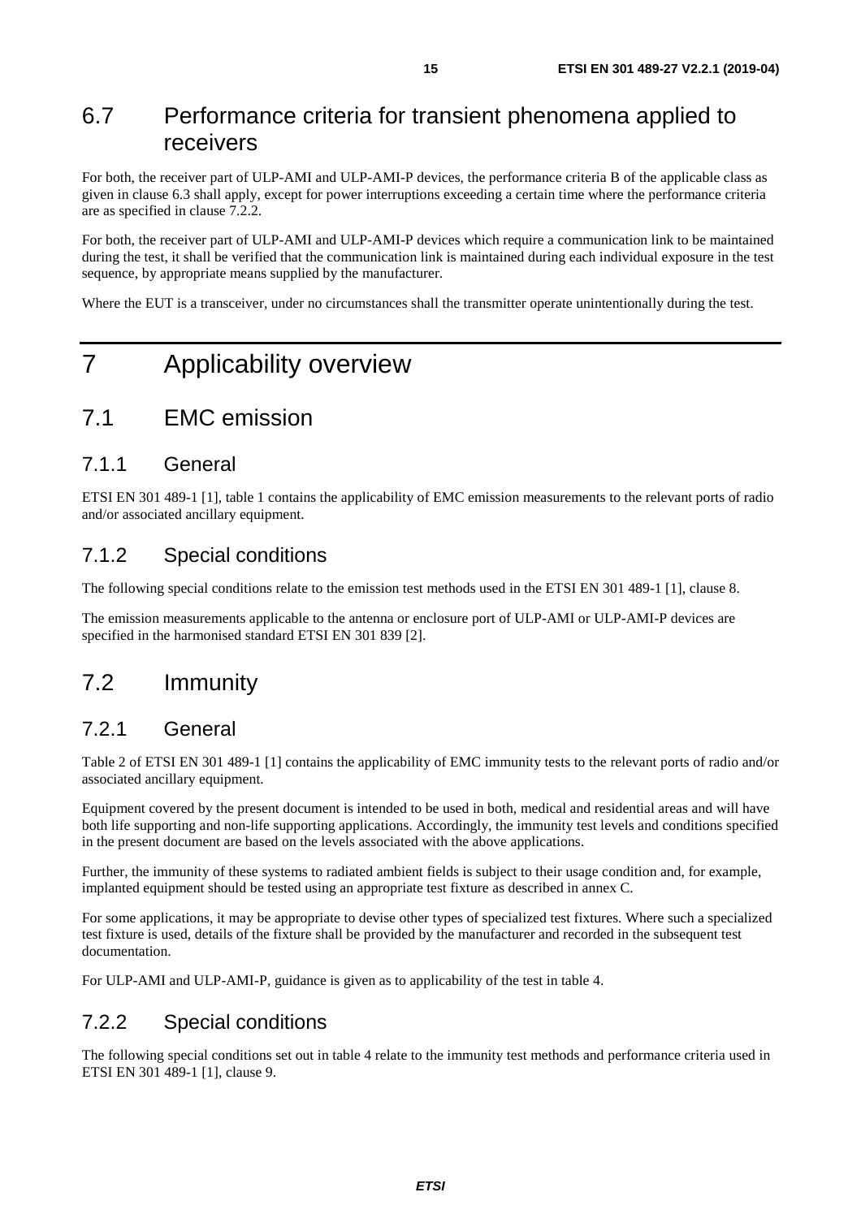## 6.7 Performance criteria for transient phenomena applied to receivers

For both, the receiver part of ULP-AMI and ULP-AMI-P devices, the performance criteria B of the applicable class as given in clause 6.3 shall apply, except for power interruptions exceeding a certain time where the performance criteria are as specified in clause 7.2.2.

For both, the receiver part of ULP-AMI and ULP-AMI-P devices which require a communication link to be maintained during the test, it shall be verified that the communication link is maintained during each individual exposure in the test sequence, by appropriate means supplied by the manufacturer.

Where the EUT is a transceiver, under no circumstances shall the transmitter operate unintentionally during the test.

# 7 Applicability overview

## 7.1 EMC emission

### 7.1.1 General

ETSI EN 301 489-1 [1], table 1 contains the applicability of EMC emission measurements to the relevant ports of radio and/or associated ancillary equipment.

### 7.1.2 Special conditions

The following special conditions relate to the emission test methods used in the ETSI EN 301 489-1 [1], clause 8.

The emission measurements applicable to the antenna or enclosure port of ULP-AMI or ULP-AMI-P devices are specified in the harmonised standard ETSI EN 301 839 [2].

## 7.2 Immunity

### 7.2.1 General

Table 2 of ETSI EN 301 489-1 [1] contains the applicability of EMC immunity tests to the relevant ports of radio and/or associated ancillary equipment.

Equipment covered by the present document is intended to be used in both, medical and residential areas and will have both life supporting and non-life supporting applications. Accordingly, the immunity test levels and conditions specified in the present document are based on the levels associated with the above applications.

Further, the immunity of these systems to radiated ambient fields is subject to their usage condition and, for example, implanted equipment should be tested using an appropriate test fixture as described in annex C.

For some applications, it may be appropriate to devise other types of specialized test fixtures. Where such a specialized test fixture is used, details of the fixture shall be provided by the manufacturer and recorded in the subsequent test documentation.

For ULP-AMI and ULP-AMI-P, guidance is given as to applicability of the test in table 4.

### 7.2.2 Special conditions

The following special conditions set out in table 4 relate to the immunity test methods and performance criteria used in ETSI EN 301 489-1 [1], clause 9.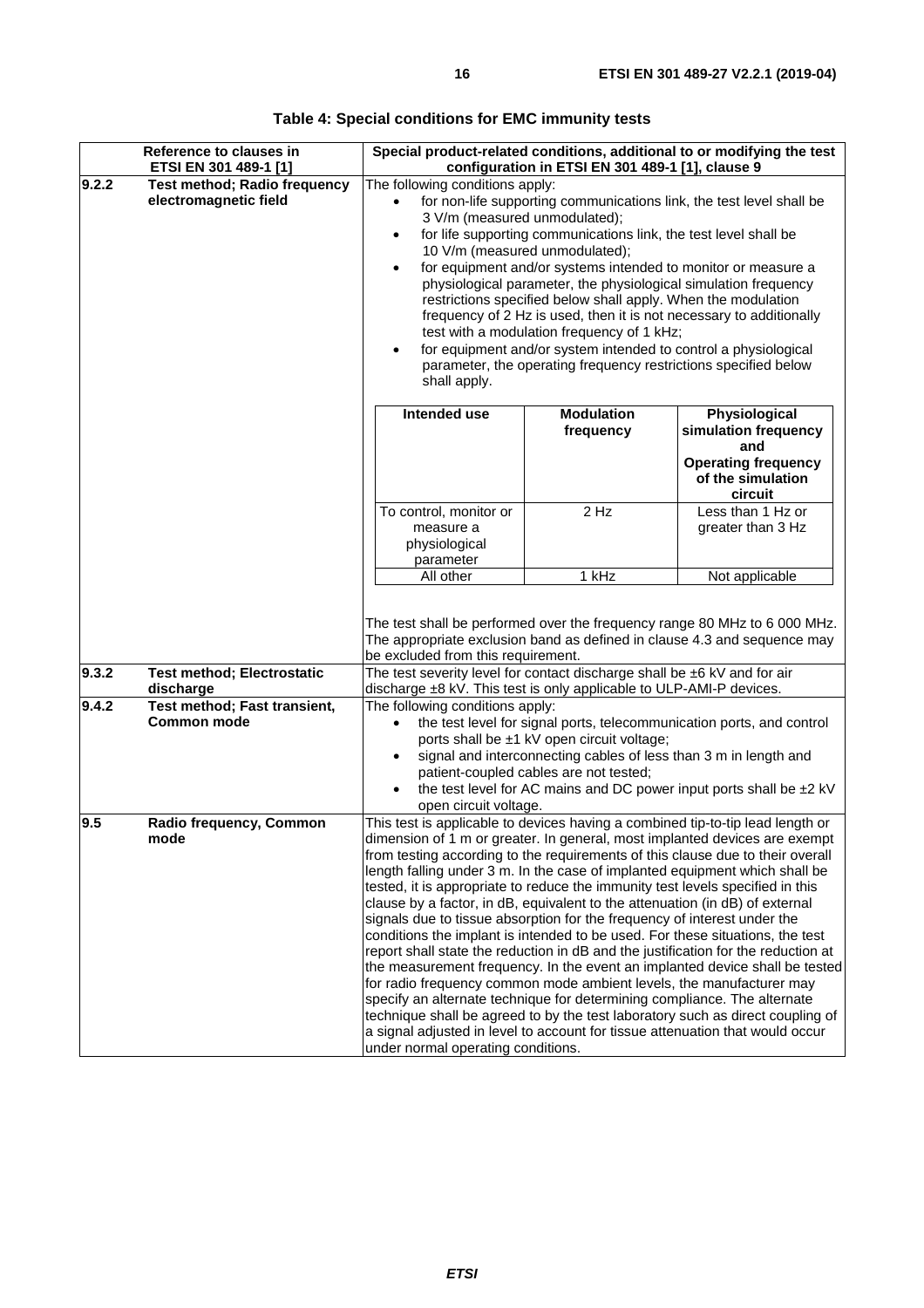**Table 4: Special conditions for EMC immunity tests**

| Reference to clauses in ETSI EN 301 489-1 [1] | | Special product-related conditions, additional to or modifying the test configuration in ETSI EN 301 489-1 [1], clause 9 |
|---|---|---|
| 9.2.2 | Test method; Radio frequency electromagnetic field | The following conditions apply:<br>• for non-life supporting communications link, the test level shall be 3 V/m (measured unmodulated);<br>• for life supporting communications link, the test level shall be 10 V/m (measured unmodulated);<br>• for equipment and/or systems intended to monitor or measure a physiological parameter, the physiological simulation frequency restrictions specified below shall apply. When the modulation frequency of 2 Hz is used, then it is not necessary to additionally test with a modulation frequency of 1 kHz;<br>• for equipment and/or system intended to control a physiological parameter, the operating frequency restrictions specified below shall apply.<br><br>**Intended use** / **Modulation frequency** / **Physiological simulation frequency and Operating frequency of the simulation circuit**<br>To control, monitor or measure a physiological parameter / 2 Hz / Less than 1 Hz or greater than 3 Hz<br>All other / 1 kHz / Not applicable<br><br>The test shall be performed over the frequency range 80 MHz to 6 000 MHz. The appropriate exclusion band as defined in clause 4.3 and sequence may be excluded from this requirement. |
| 9.3.2 | Test method; Electrostatic discharge | The test severity level for contact discharge shall be ±6 kV and for air discharge ±8 kV. This test is only applicable to ULP-AMI-P devices. |
| 9.4.2 | Test method; Fast transient, Common mode | The following conditions apply:<br>• the test level for signal ports, telecommunication ports, and control ports shall be ±1 kV open circuit voltage;<br>• signal and interconnecting cables of less than 3 m in length and patient-coupled cables are not tested;<br>• the test level for AC mains and DC power input ports shall be ±2 kV open circuit voltage. |
| 9.5 | Radio frequency, Common mode | This test is applicable to devices having a combined tip-to-tip lead length or dimension of 1 m or greater. In general, most implanted devices are exempt from testing according to the requirements of this clause due to their overall length falling under 3 m. In the case of implanted equipment which shall be tested, it is appropriate to reduce the immunity test levels specified in this clause by a factor, in dB, equivalent to the attenuation (in dB) of external signals due to tissue absorption for the frequency of interest under the conditions the implant is intended to be used. For these situations, the test report shall state the reduction in dB and the justification for the reduction at the measurement frequency. In the event an implanted device shall be tested for radio frequency common mode ambient levels, the manufacturer may specify an alternate technique for determining compliance. The alternate technique shall be agreed to by the test laboratory such as direct coupling of a signal adjusted in level to account for tissue attenuation that would occur under normal operating conditions. |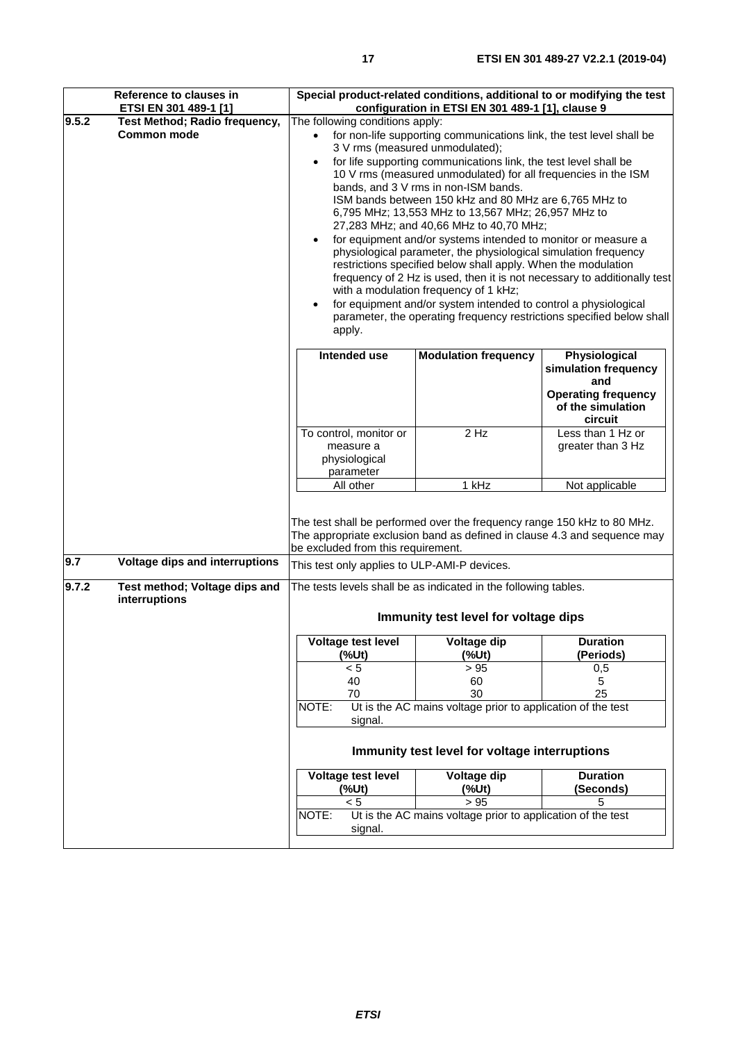| Reference to clauses in ETSI EN 301 489-1 [1] | | Special product-related conditions, additional to or modifying the test configuration in ETSI EN 301 489-1 [1], clause 9 |
|---|---|---|
| 9.5.2 | Test Method; Radio frequency, Common mode | The following conditions apply:<br>• for non-life supporting communications link, the test level shall be 3 V rms (measured unmodulated);<br>• for life supporting communications link, the test level shall be 10 V rms (measured unmodulated) for all frequencies in the ISM bands, and 3 V rms in non-ISM bands.<br>ISM bands between 150 kHz and 80 MHz are 6,765 MHz to 6,795 MHz; 13,553 MHz to 13,567 MHz; 26,957 MHz to 27,283 MHz; and 40,66 MHz to 40,70 MHz;<br>• for equipment and/or systems intended to monitor or measure a physiological parameter, the physiological simulation frequency restrictions specified below shall apply. When the modulation frequency of 2 Hz is used, then it is not necessary to additionally test with a modulation frequency of 1 kHz;<br>• for equipment and/or system intended to control a physiological parameter, the operating frequency restrictions specified below shall apply.<br><br>**Intended use** / **Modulation frequency** / **Physiological simulation frequency and Operating frequency of the simulation circuit**:<br>To control, monitor or measure a physiological parameter / 2 Hz / Less than 1 Hz or greater than 3 Hz<br>All other / 1 kHz / Not applicable<br><br>The test shall be performed over the frequency range 150 kHz to 80 MHz.<br>The appropriate exclusion band as defined in clause 4.3 and sequence may be excluded from this requirement. |
| 9.7 | Voltage dips and interruptions | This test only applies to ULP-AMI-P devices. |
| 9.7.2 | Test method; Voltage dips and interruptions | The tests levels shall be as indicated in the following tables.<br><br>**Immunity test level for voltage dips**<br>Voltage test level (%Ut) / Voltage dip (%Ut) / Duration (Periods):<br>< 5 / > 95 / 0,5<br>40 / 60 / 5<br>70 / 30 / 25<br>NOTE: Ut is the AC mains voltage prior to application of the test signal.<br><br>**Immunity test level for voltage interruptions**<br>Voltage test level (%Ut) / Voltage dip (%Ut) / Duration (Seconds):<br>< 5 / > 95 / 5<br>NOTE: Ut is the AC mains voltage prior to application of the test signal. |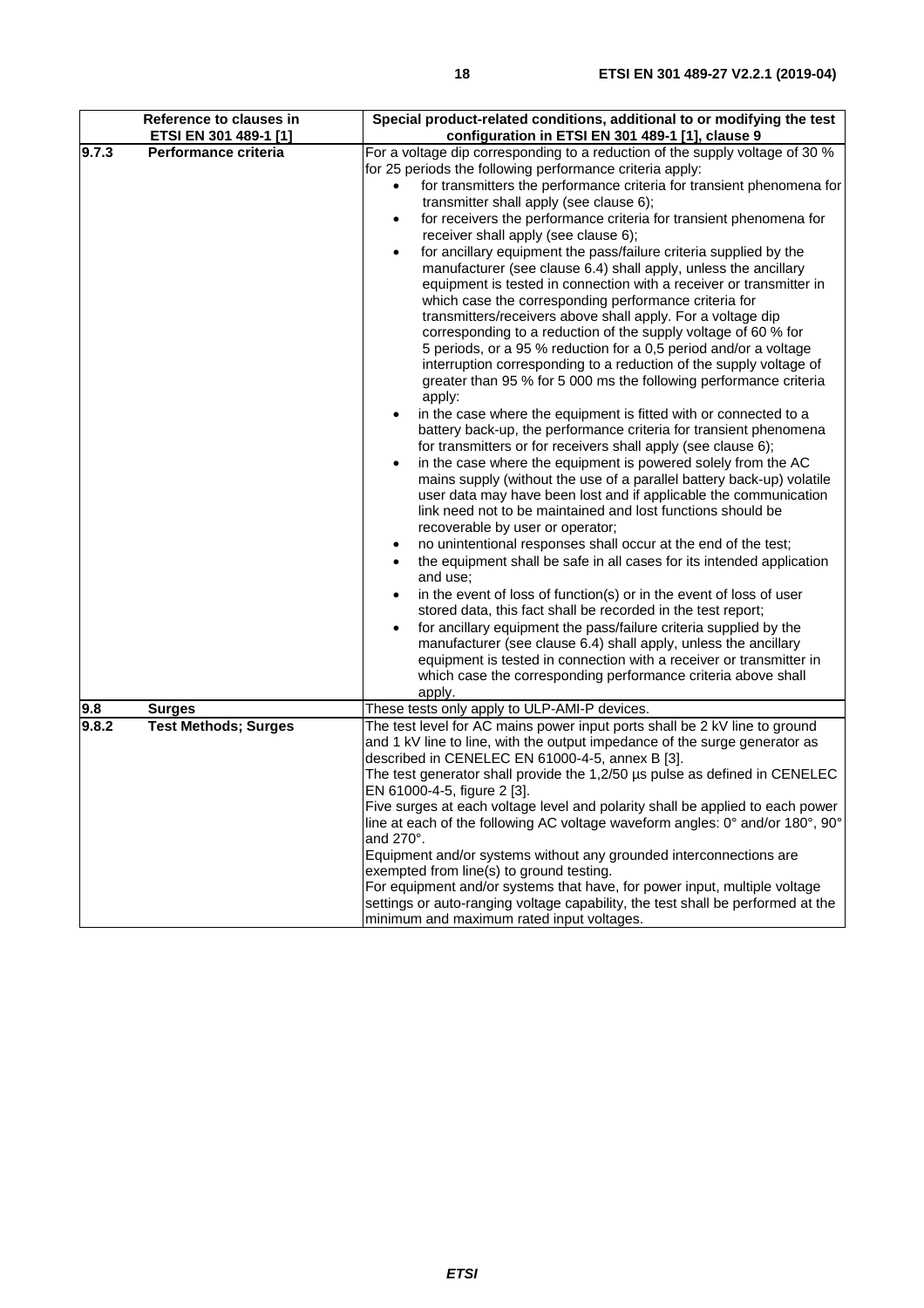| Reference to clauses in ETSI EN 301 489-1 [1] | | Special product-related conditions, additional to or modifying the test configuration in ETSI EN 301 489-1 [1], clause 9 |
|---|---|---|
| 9.7.3 | Performance criteria | For a voltage dip corresponding to a reduction of the supply voltage of 30 % for 25 periods the following performance criteria apply:<br>• for transmitters the performance criteria for transient phenomena for transmitter shall apply (see clause 6);<br>• for receivers the performance criteria for transient phenomena for receiver shall apply (see clause 6);<br>• for ancillary equipment the pass/failure criteria supplied by the manufacturer (see clause 6.4) shall apply, unless the ancillary equipment is tested in connection with a receiver or transmitter in which case the corresponding performance criteria for transmitters/receivers above shall apply. For a voltage dip corresponding to a reduction of the supply voltage of 60 % for 5 periods, or a 95 % reduction for a 0,5 period and/or a voltage interruption corresponding to a reduction of the supply voltage of greater than 95 % for 5 000 ms the following performance criteria apply:<br>• in the case where the equipment is fitted with or connected to a battery back-up, the performance criteria for transient phenomena for transmitters or for receivers shall apply (see clause 6);<br>• in the case where the equipment is powered solely from the AC mains supply (without the use of a parallel battery back-up) volatile user data may have been lost and if applicable the communication link need not to be maintained and lost functions should be recoverable by user or operator;<br>• no unintentional responses shall occur at the end of the test;<br>• the equipment shall be safe in all cases for its intended application and use;<br>• in the event of loss of function(s) or in the event of loss of user stored data, this fact shall be recorded in the test report;<br>• for ancillary equipment the pass/failure criteria supplied by the manufacturer (see clause 6.4) shall apply, unless the ancillary equipment is tested in connection with a receiver or transmitter in which case the corresponding performance criteria above shall apply. |
| 9.8 | **Surges** | These tests only apply to ULP-AMI-P devices. |
| 9.8.2 | **Test Methods; Surges** | The test level for AC mains power input ports shall be 2 kV line to ground and 1 kV line to line, with the output impedance of the surge generator as described in CENELEC EN 61000-4-5, annex B [3].<br>The test generator shall provide the 1,2/50 µs pulse as defined in CENELEC EN 61000-4-5, figure 2 [3].<br>Five surges at each voltage level and polarity shall be applied to each power line at each of the following AC voltage waveform angles: 0° and/or 180°, 90° and 270°.<br>Equipment and/or systems without any grounded interconnections are exempted from line(s) to ground testing.<br>For equipment and/or systems that have, for power input, multiple voltage settings or auto-ranging voltage capability, the test shall be performed at the minimum and maximum rated input voltages. |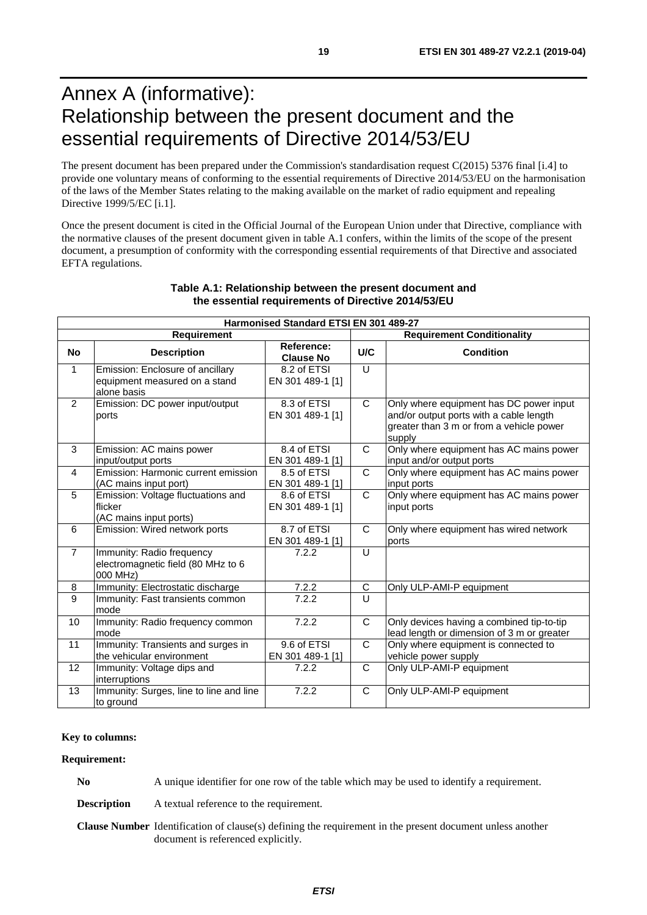# Annex A (informative): Relationship between the present document and the essential requirements of Directive 2014/53/EU

The present document has been prepared under the Commission's standardisation request C(2015) 5376 final [i.4] to provide one voluntary means of conforming to the essential requirements of Directive 2014/53/EU on the harmonisation of the laws of the Member States relating to the making available on the market of radio equipment and repealing Directive 1999/5/EC [i.1].

Once the present document is cited in the Official Journal of the European Union under that Directive, compliance with the normative clauses of the present document given in table A.1 confers, within the limits of the scope of the present document, a presumption of conformity with the corresponding essential requirements of that Directive and associated EFTA regulations.

**Table A.1: Relationship between the present document and the essential requirements of Directive 2014/53/EU**

| Harmonised Standard ETSI EN 301 489-27 | | | | |
|---|---|---|---|---|
| **Requirement** | | | **Requirement Conditionality** | |
| **No** | **Description** | **Reference: Clause No** | **U/C** | **Condition** |
| 1 | Emission: Enclosure of ancillary equipment measured on a stand alone basis | 8.2 of ETSI EN 301 489-1 [1] | U | |
| 2 | Emission: DC power input/output ports | 8.3 of ETSI EN 301 489-1 [1] | C | Only where equipment has DC power input and/or output ports with a cable length greater than 3 m or from a vehicle power supply |
| 3 | Emission: AC mains power input/output ports | 8.4 of ETSI EN 301 489-1 [1] | C | Only where equipment has AC mains power input and/or output ports |
| 4 | Emission: Harmonic current emission (AC mains input port) | 8.5 of ETSI EN 301 489-1 [1] | C | Only where equipment has AC mains power input ports |
| 5 | Emission: Voltage fluctuations and flicker (AC mains input ports) | 8.6 of ETSI EN 301 489-1 [1] | C | Only where equipment has AC mains power input ports |
| 6 | Emission: Wired network ports | 8.7 of ETSI EN 301 489-1 [1] | C | Only where equipment has wired network ports |
| 7 | Immunity: Radio frequency electromagnetic field (80 MHz to 6 000 MHz) | 7.2.2 | U | |
| 8 | Immunity: Electrostatic discharge | 7.2.2 | C | Only ULP-AMI-P equipment |
| 9 | Immunity: Fast transients common mode | 7.2.2 | U | |
| 10 | Immunity: Radio frequency common mode | 7.2.2 | C | Only devices having a combined tip-to-tip lead length or dimension of 3 m or greater |
| 11 | Immunity: Transients and surges in the vehicular environment | 9.6 of ETSI EN 301 489-1 [1] | C | Only where equipment is connected to vehicle power supply |
| 12 | Immunity: Voltage dips and interruptions | 7.2.2 | C | Only ULP-AMI-P equipment |
| 13 | Immunity: Surges, line to line and line to ground | 7.2.2 | C | Only ULP-AMI-P equipment |

**Key to columns:**

**Requirement:**

**No** A unique identifier for one row of the table which may be used to identify a requirement.

**Description** A textual reference to the requirement.

**Clause Number** Identification of clause(s) defining the requirement in the present document unless another document is referenced explicitly.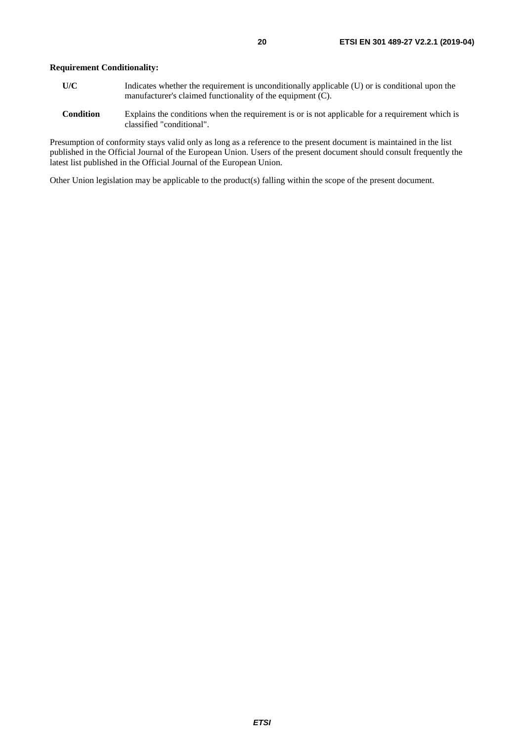**Requirement Conditionality:**

**U/C** Indicates whether the requirement is unconditionally applicable (U) or is conditional upon the manufacturer's claimed functionality of the equipment (C).

**Condition** Explains the conditions when the requirement is or is not applicable for a requirement which is classified "conditional".

Presumption of conformity stays valid only as long as a reference to the present document is maintained in the list published in the Official Journal of the European Union. Users of the present document should consult frequently the latest list published in the Official Journal of the European Union.

Other Union legislation may be applicable to the product(s) falling within the scope of the present document.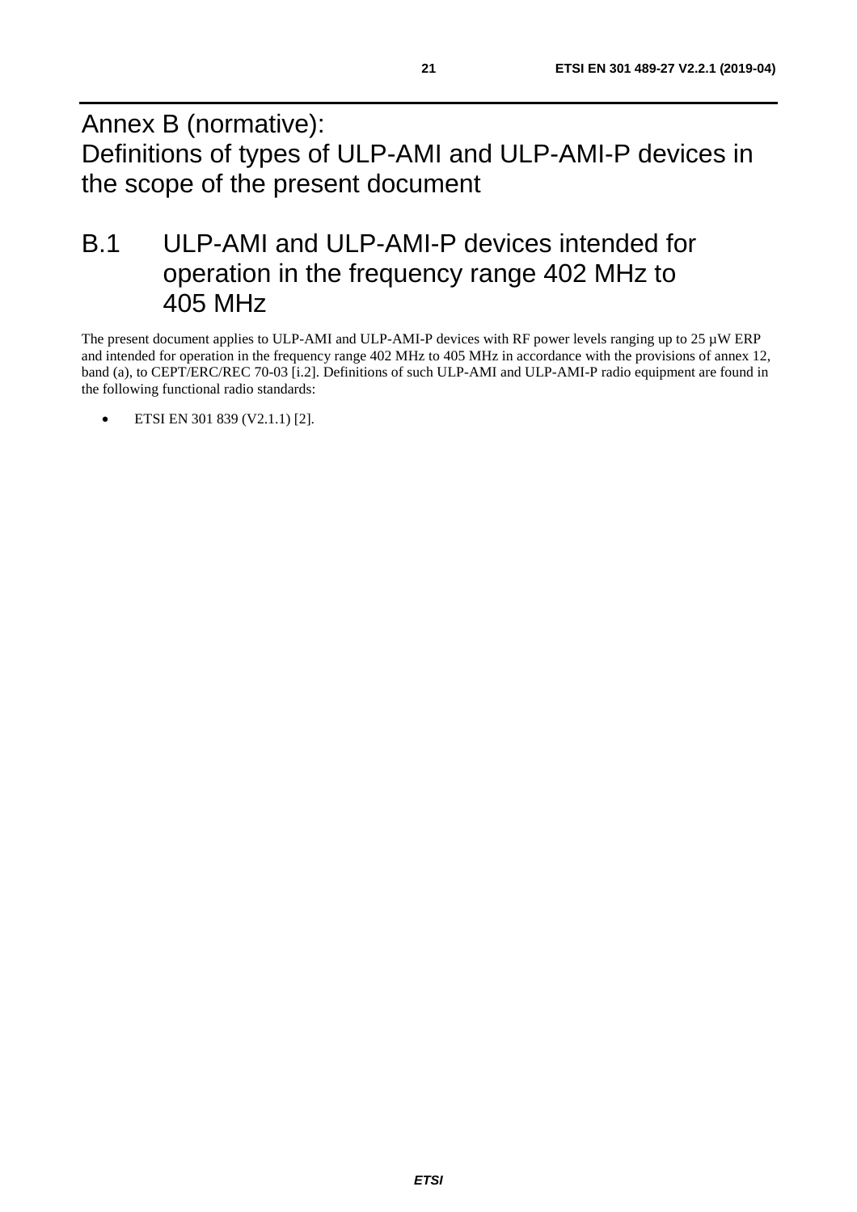# Annex B (normative): Definitions of types of ULP-AMI and ULP-AMI-P devices in the scope of the present document

## B.1 ULP-AMI and ULP-AMI-P devices intended for operation in the frequency range 402 MHz to 405 MHz

The present document applies to ULP-AMI and ULP-AMI-P devices with RF power levels ranging up to 25 µW ERP and intended for operation in the frequency range 402 MHz to 405 MHz in accordance with the provisions of annex 12, band (a), to CEPT/ERC/REC 70-03 [i.2]. Definitions of such ULP-AMI and ULP-AMI-P radio equipment are found in the following functional radio standards:

- ETSI EN 301 839 (V2.1.1) [2].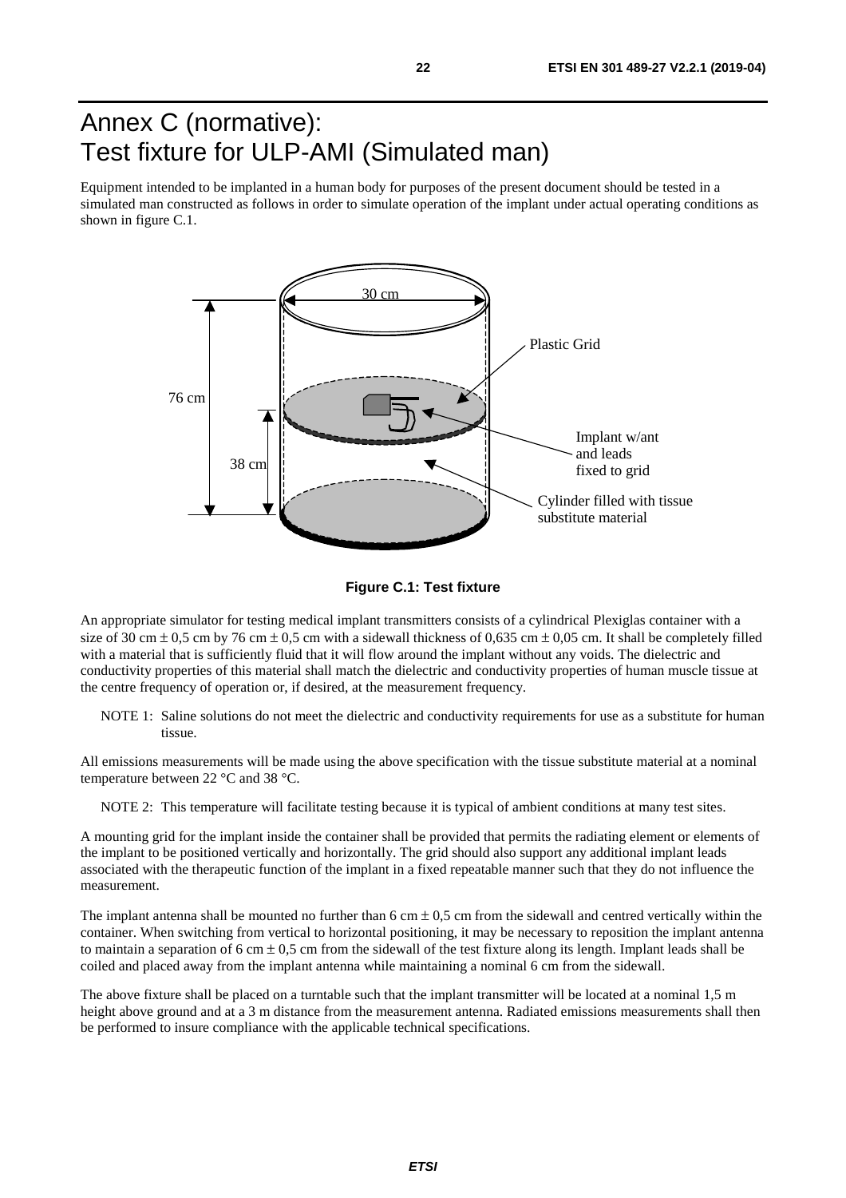# Annex C (normative):
# Test fixture for ULP-AMI (Simulated man)

Equipment intended to be implanted in a human body for purposes of the present document should be tested in a simulated man constructed as follows in order to simulate operation of the implant under actual operating conditions as shown in figure C.1.

**Figure C.1: Test fixture**

An appropriate simulator for testing medical implant transmitters consists of a cylindrical Plexiglas container with a size of 30 cm ± 0,5 cm by 76 cm ± 0,5 cm with a sidewall thickness of 0,635 cm ± 0,05 cm. It shall be completely filled with a material that is sufficiently fluid that it will flow around the implant without any voids. The dielectric and conductivity properties of this material shall match the dielectric and conductivity properties of human muscle tissue at the centre frequency of operation or, if desired, at the measurement frequency.

NOTE 1: Saline solutions do not meet the dielectric and conductivity requirements for use as a substitute for human tissue.

All emissions measurements will be made using the above specification with the tissue substitute material at a nominal temperature between 22 °C and 38 °C.

NOTE 2: This temperature will facilitate testing because it is typical of ambient conditions at many test sites.

A mounting grid for the implant inside the container shall be provided that permits the radiating element or elements of the implant to be positioned vertically and horizontally. The grid should also support any additional implant leads associated with the therapeutic function of the implant in a fixed repeatable manner such that they do not influence the measurement.

The implant antenna shall be mounted no further than 6 cm ± 0,5 cm from the sidewall and centred vertically within the container. When switching from vertical to horizontal positioning, it may be necessary to reposition the implant antenna to maintain a separation of 6 cm ± 0,5 cm from the sidewall of the test fixture along its length. Implant leads shall be coiled and placed away from the implant antenna while maintaining a nominal 6 cm from the sidewall.

The above fixture shall be placed on a turntable such that the implant transmitter will be located at a nominal 1,5 m height above ground and at a 3 m distance from the measurement antenna. Radiated emissions measurements shall then be performed to insure compliance with the applicable technical specifications.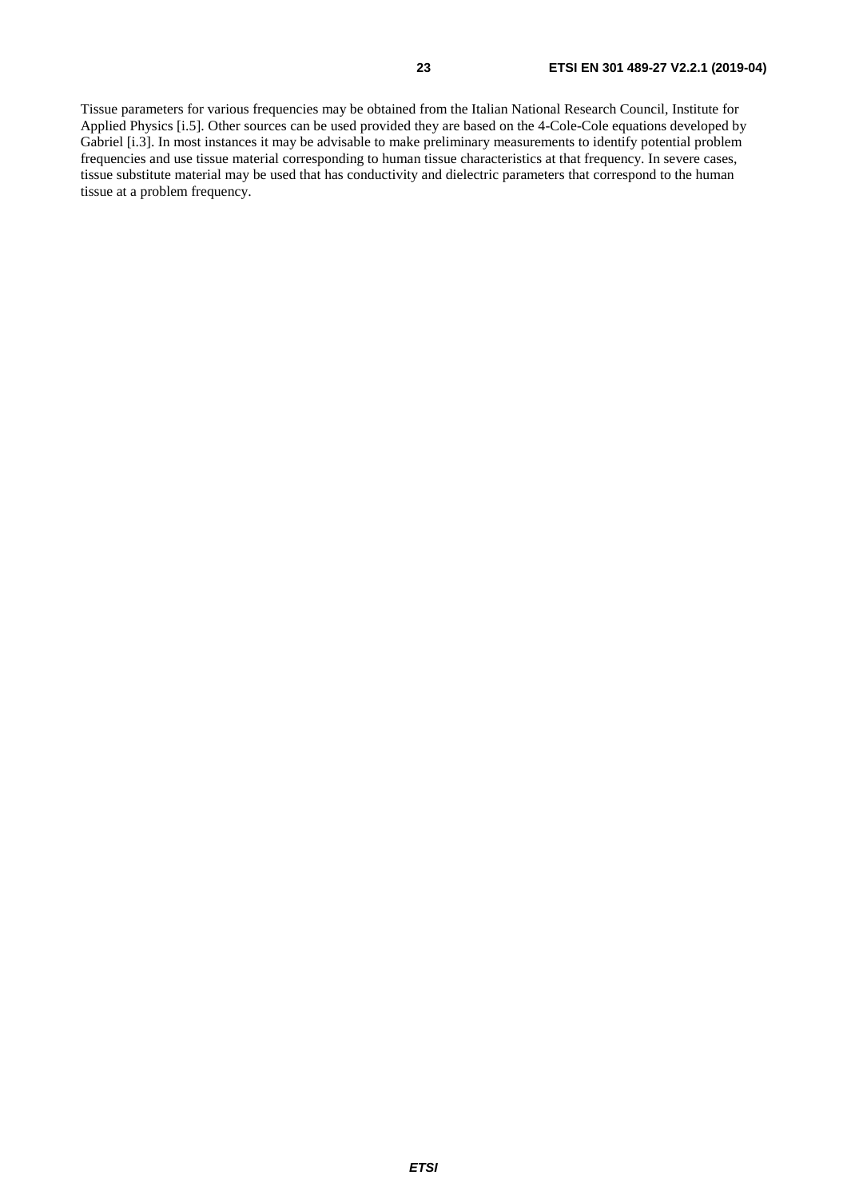Tissue parameters for various frequencies may be obtained from the Italian National Research Council, Institute for Applied Physics [i.5]. Other sources can be used provided they are based on the 4-Cole-Cole equations developed by Gabriel [i.3]. In most instances it may be advisable to make preliminary measurements to identify potential problem frequencies and use tissue material corresponding to human tissue characteristics at that frequency. In severe cases, tissue substitute material may be used that has conductivity and dielectric parameters that correspond to the human tissue at a problem frequency.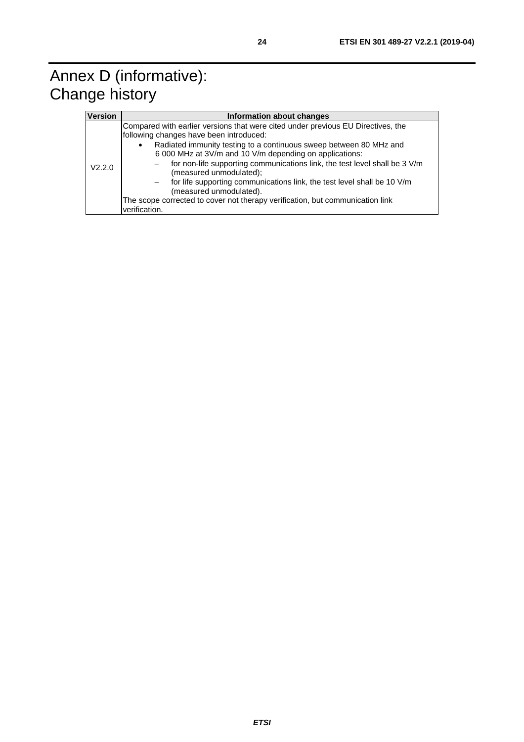# Annex D (informative): Change history

| Version | Information about changes |
| --- | --- |
| V2.2.0 | Compared with earlier versions that were cited under previous EU Directives, the following changes have been introduced:<br>• Radiated immunity testing to a continuous sweep between 80 MHz and 6 000 MHz at 3V/m and 10 V/m depending on applications:<br>– for non-life supporting communications link, the test level shall be 3 V/m (measured unmodulated);<br>– for life supporting communications link, the test level shall be 10 V/m (measured unmodulated).<br>The scope corrected to cover not therapy verification, but communication link verification. |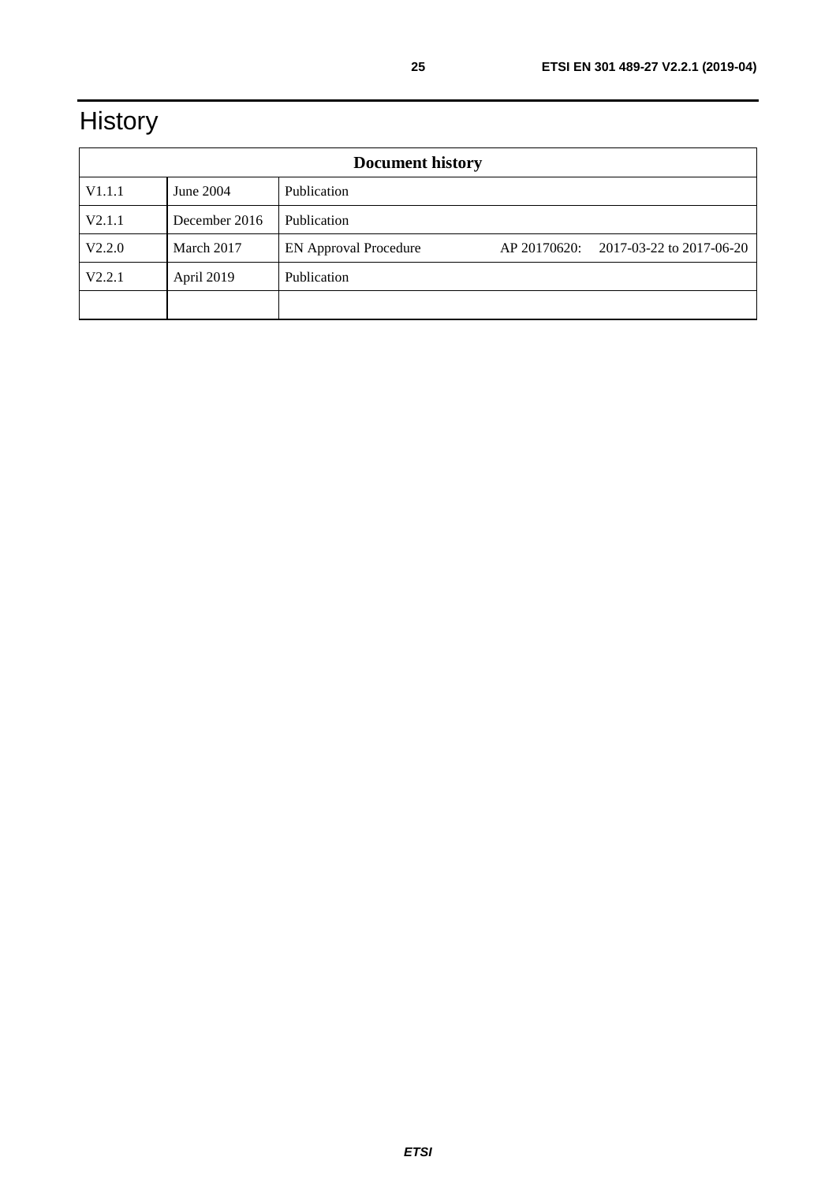# History

| Document history | | | | |
|---|---|---|---|---|
| V1.1.1 | June 2004 | Publication | | |
| V2.1.1 | December 2016 | Publication | | |
| V2.2.0 | March 2017 | EN Approval Procedure | AP 20170620: | 2017-03-22 to 2017-06-20 |
| V2.2.1 | April 2019 | Publication | | |
| | | | | |